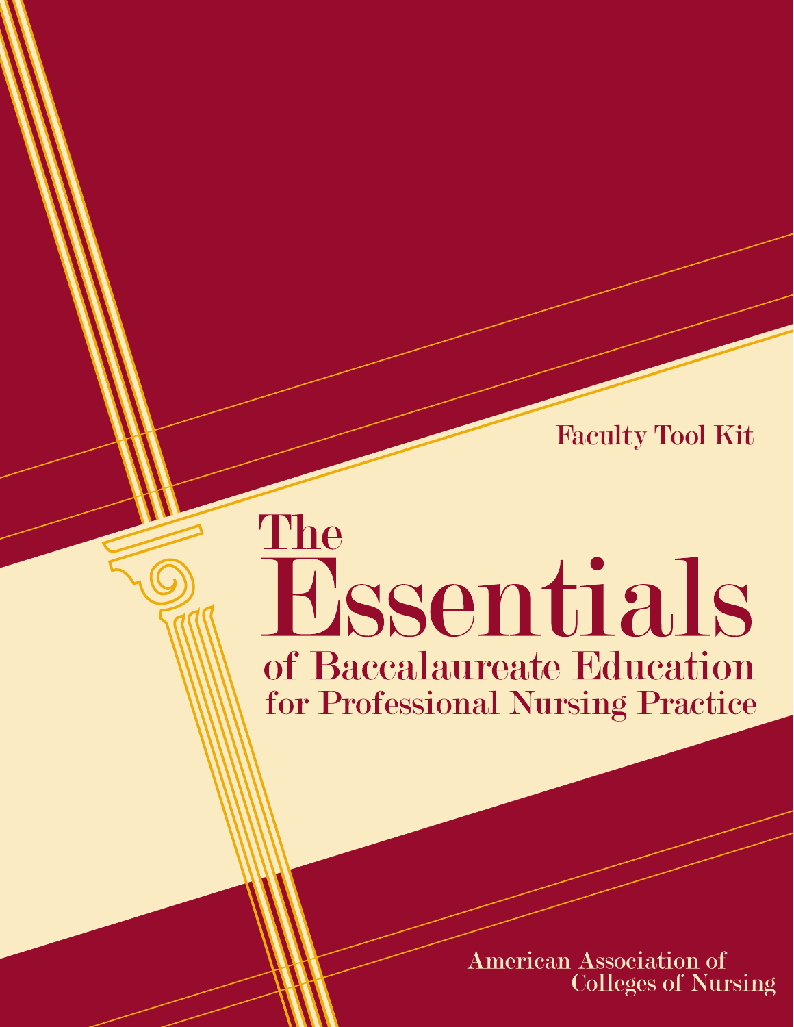Faculty Tool Kit

# The Essentials of Baccalaureate Education for Professional Nursing Practice

American Association of Colleges of Nursing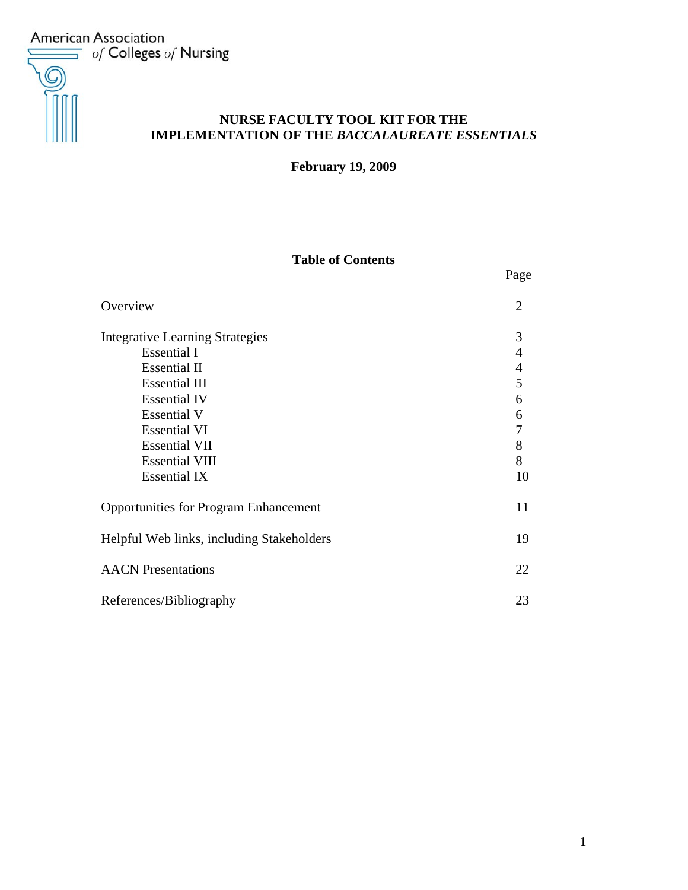American Association of Colleges of Nursing

# NURSE FACULTY TOOL KIT FOR THE IMPLEMENTATION OF THE *BACCALAUREATE ESSENTIALS*

**February 19, 2009**

## Table of Contents

| | Page |
|---|---|
| Overview | 2 |
| Integrative Learning Strategies | 3 |
| Essential I | 4 |
| Essential II | 4 |
| Essential III | 5 |
| Essential IV | 6 |
| Essential V | 6 |
| Essential VI | 7 |
| Essential VII | 8 |
| Essential VIII | 8 |
| Essential IX | 10 |
| Opportunities for Program Enhancement | 11 |
| Helpful Web links, including Stakeholders | 19 |
| AACN Presentations | 22 |
| References/Bibliography | 23 |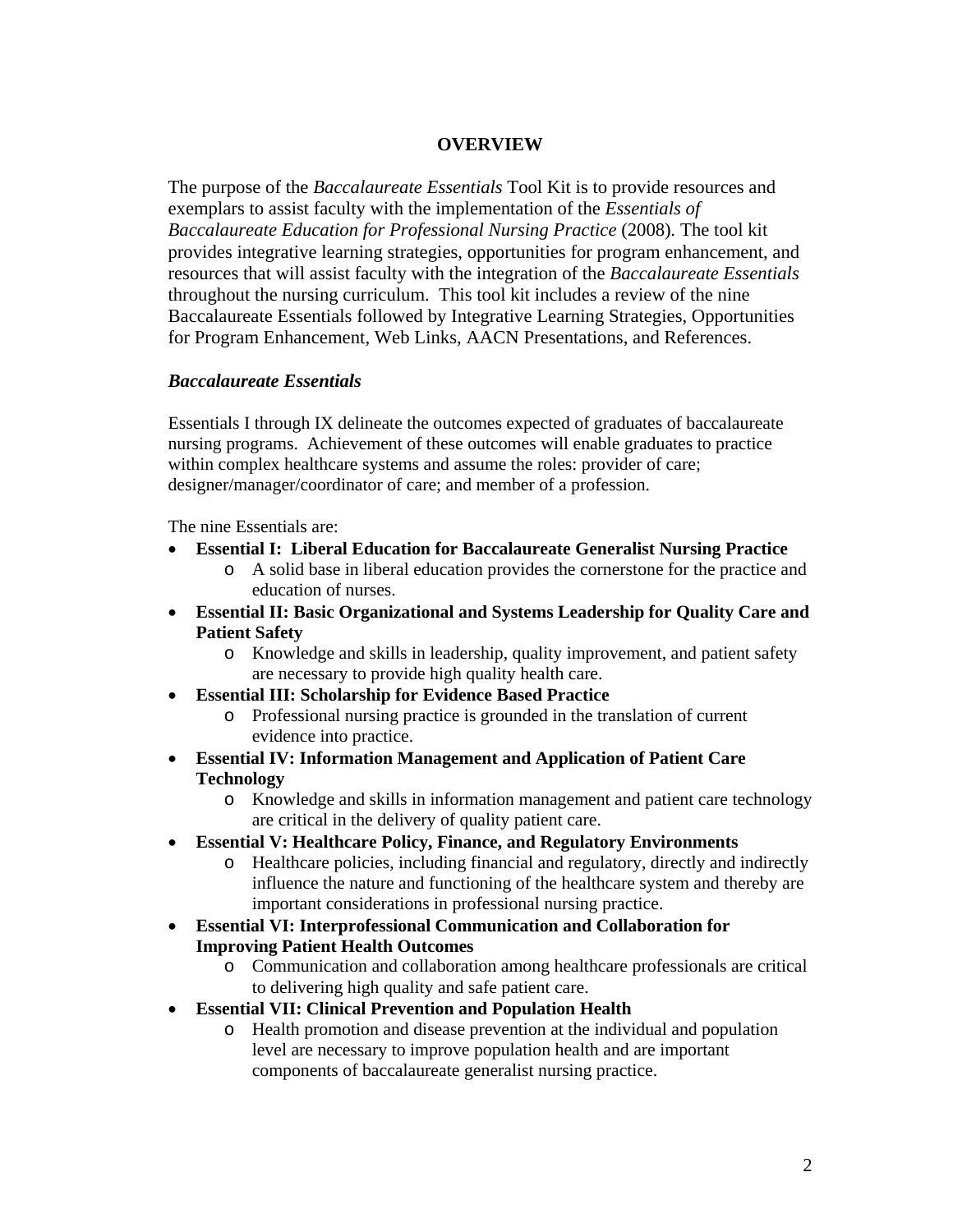## OVERVIEW

The purpose of the *Baccalaureate Essentials* Tool Kit is to provide resources and exemplars to assist faculty with the implementation of the *Essentials of Baccalaureate Education for Professional Nursing Practice* (2008). The tool kit provides integrative learning strategies, opportunities for program enhancement, and resources that will assist faculty with the integration of the *Baccalaureate Essentials* throughout the nursing curriculum. This tool kit includes a review of the nine Baccalaureate Essentials followed by Integrative Learning Strategies, Opportunities for Program Enhancement, Web Links, AACN Presentations, and References.

### *Baccalaureate Essentials*

Essentials I through IX delineate the outcomes expected of graduates of baccalaureate nursing programs. Achievement of these outcomes will enable graduates to practice within complex healthcare systems and assume the roles: provider of care; designer/manager/coordinator of care; and member of a profession.

The nine Essentials are:

- **Essential I: Liberal Education for Baccalaureate Generalist Nursing Practice**
  - A solid base in liberal education provides the cornerstone for the practice and education of nurses.
- **Essential II: Basic Organizational and Systems Leadership for Quality Care and Patient Safety**
  - Knowledge and skills in leadership, quality improvement, and patient safety are necessary to provide high quality health care.
- **Essential III: Scholarship for Evidence Based Practice**
  - Professional nursing practice is grounded in the translation of current evidence into practice.
- **Essential IV: Information Management and Application of Patient Care Technology**
  - Knowledge and skills in information management and patient care technology are critical in the delivery of quality patient care.
- **Essential V: Healthcare Policy, Finance, and Regulatory Environments**
  - Healthcare policies, including financial and regulatory, directly and indirectly influence the nature and functioning of the healthcare system and thereby are important considerations in professional nursing practice.
- **Essential VI: Interprofessional Communication and Collaboration for Improving Patient Health Outcomes**
  - Communication and collaboration among healthcare professionals are critical to delivering high quality and safe patient care.
- **Essential VII: Clinical Prevention and Population Health**
  - Health promotion and disease prevention at the individual and population level are necessary to improve population health and are important components of baccalaureate generalist nursing practice.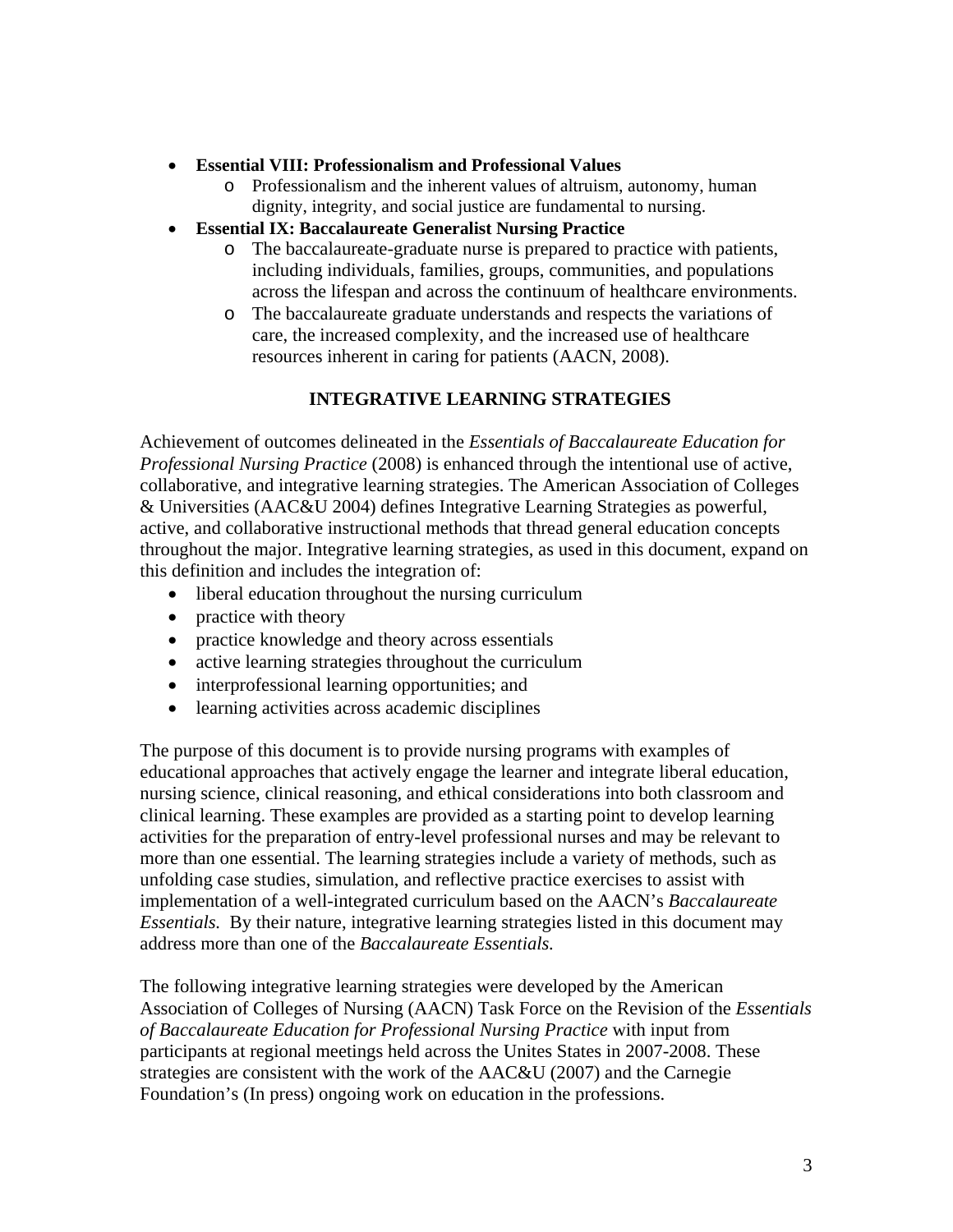- **Essential VIII: Professionalism and Professional Values**
    - Professionalism and the inherent values of altruism, autonomy, human dignity, integrity, and social justice are fundamental to nursing.
- **Essential IX: Baccalaureate Generalist Nursing Practice**
    - The baccalaureate-graduate nurse is prepared to practice with patients, including individuals, families, groups, communities, and populations across the lifespan and across the continuum of healthcare environments.
    - The baccalaureate graduate understands and respects the variations of care, the increased complexity, and the increased use of healthcare resources inherent in caring for patients (AACN, 2008).

## INTEGRATIVE LEARNING STRATEGIES

Achievement of outcomes delineated in the *Essentials of Baccalaureate Education for Professional Nursing Practice* (2008) is enhanced through the intentional use of active, collaborative, and integrative learning strategies. The American Association of Colleges & Universities (AAC&U 2004) defines Integrative Learning Strategies as powerful, active, and collaborative instructional methods that thread general education concepts throughout the major. Integrative learning strategies, as used in this document, expand on this definition and includes the integration of:

- liberal education throughout the nursing curriculum
- practice with theory
- practice knowledge and theory across essentials
- active learning strategies throughout the curriculum
- interprofessional learning opportunities; and
- learning activities across academic disciplines

The purpose of this document is to provide nursing programs with examples of educational approaches that actively engage the learner and integrate liberal education, nursing science, clinical reasoning, and ethical considerations into both classroom and clinical learning. These examples are provided as a starting point to develop learning activities for the preparation of entry-level professional nurses and may be relevant to more than one essential. The learning strategies include a variety of methods, such as unfolding case studies, simulation, and reflective practice exercises to assist with implementation of a well-integrated curriculum based on the AACN's *Baccalaureate Essentials.* By their nature, integrative learning strategies listed in this document may address more than one of the *Baccalaureate Essentials.*

The following integrative learning strategies were developed by the American Association of Colleges of Nursing (AACN) Task Force on the Revision of the *Essentials of Baccalaureate Education for Professional Nursing Practice* with input from participants at regional meetings held across the Unites States in 2007-2008. These strategies are consistent with the work of the AAC&U (2007) and the Carnegie Foundation's (In press) ongoing work on education in the professions.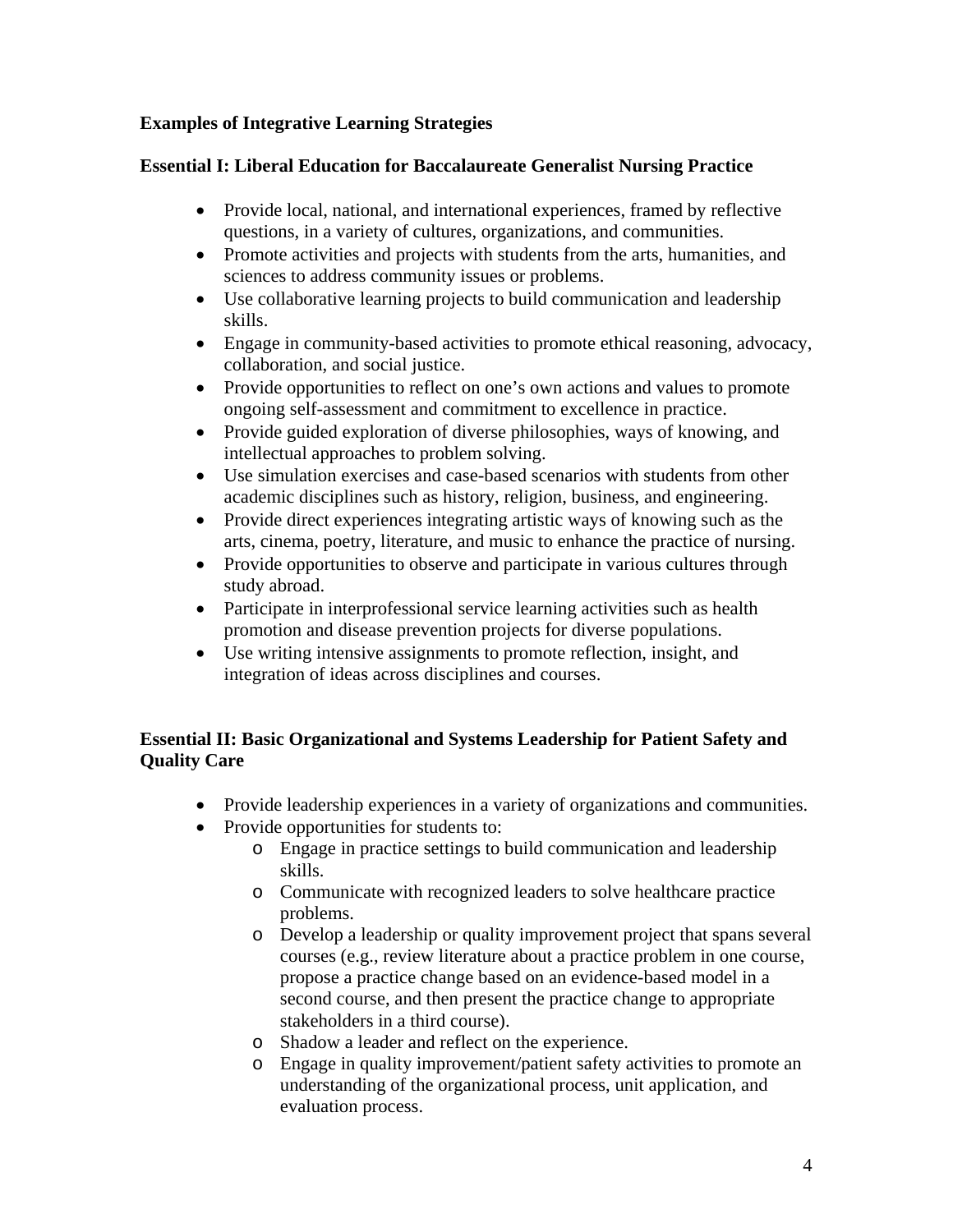**Examples of Integrative Learning Strategies**

**Essential I: Liberal Education for Baccalaureate Generalist Nursing Practice**

- Provide local, national, and international experiences, framed by reflective questions, in a variety of cultures, organizations, and communities.
- Promote activities and projects with students from the arts, humanities, and sciences to address community issues or problems.
- Use collaborative learning projects to build communication and leadership skills.
- Engage in community-based activities to promote ethical reasoning, advocacy, collaboration, and social justice.
- Provide opportunities to reflect on one's own actions and values to promote ongoing self-assessment and commitment to excellence in practice.
- Provide guided exploration of diverse philosophies, ways of knowing, and intellectual approaches to problem solving.
- Use simulation exercises and case-based scenarios with students from other academic disciplines such as history, religion, business, and engineering.
- Provide direct experiences integrating artistic ways of knowing such as the arts, cinema, poetry, literature, and music to enhance the practice of nursing.
- Provide opportunities to observe and participate in various cultures through study abroad.
- Participate in interprofessional service learning activities such as health promotion and disease prevention projects for diverse populations.
- Use writing intensive assignments to promote reflection, insight, and integration of ideas across disciplines and courses.

**Essential II: Basic Organizational and Systems Leadership for Patient Safety and Quality Care**

- Provide leadership experiences in a variety of organizations and communities.
- Provide opportunities for students to:
  - Engage in practice settings to build communication and leadership skills.
  - Communicate with recognized leaders to solve healthcare practice problems.
  - Develop a leadership or quality improvement project that spans several courses (e.g., review literature about a practice problem in one course, propose a practice change based on an evidence-based model in a second course, and then present the practice change to appropriate stakeholders in a third course).
  - Shadow a leader and reflect on the experience.
  - Engage in quality improvement/patient safety activities to promote an understanding of the organizational process, unit application, and evaluation process.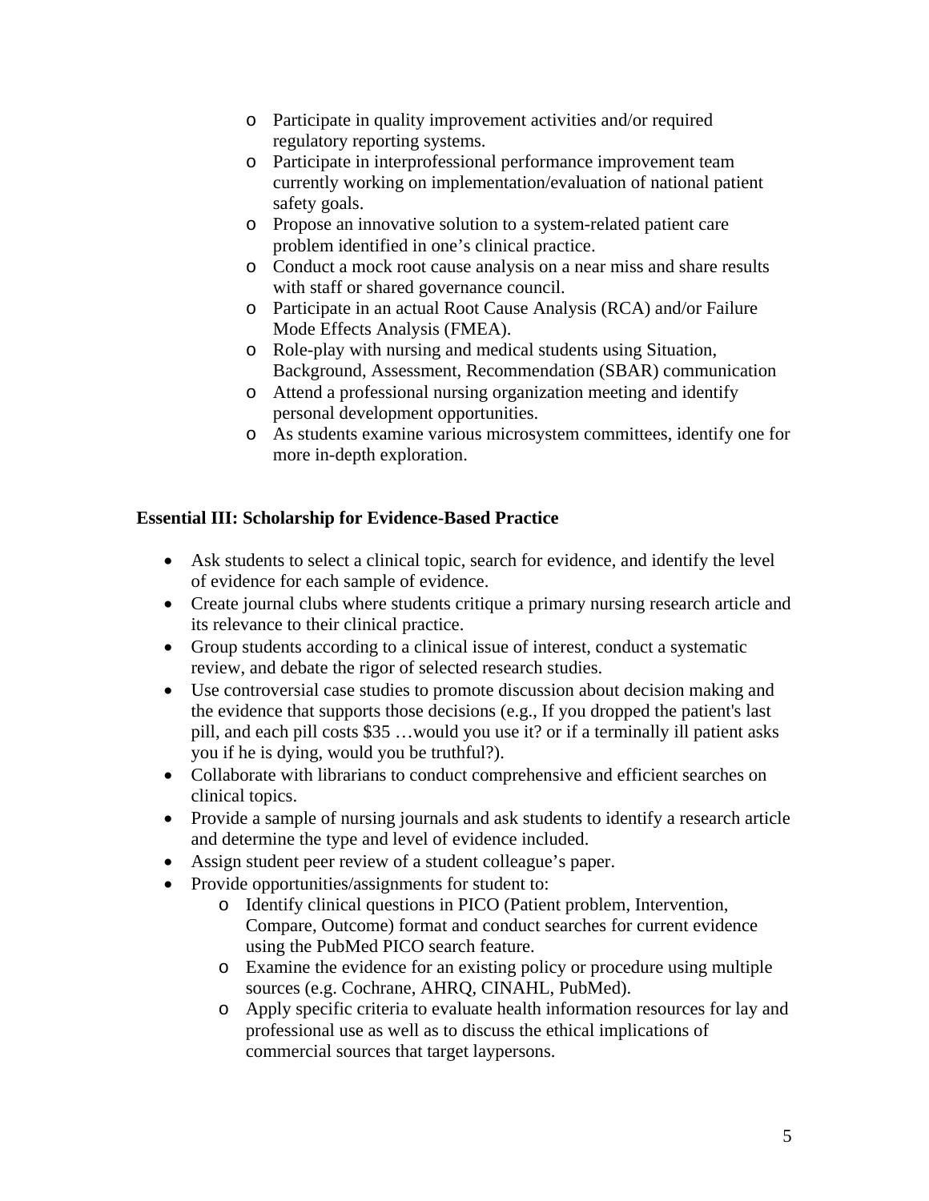- Participate in quality improvement activities and/or required regulatory reporting systems.
    - Participate in interprofessional performance improvement team currently working on implementation/evaluation of national patient safety goals.
    - Propose an innovative solution to a system-related patient care problem identified in one's clinical practice.
    - Conduct a mock root cause analysis on a near miss and share results with staff or shared governance council.
    - Participate in an actual Root Cause Analysis (RCA) and/or Failure Mode Effects Analysis (FMEA).
    - Role-play with nursing and medical students using Situation, Background, Assessment, Recommendation (SBAR) communication
    - Attend a professional nursing organization meeting and identify personal development opportunities.
    - As students examine various microsystem committees, identify one for more in-depth exploration.

**Essential III: Scholarship for Evidence-Based Practice**

- Ask students to select a clinical topic, search for evidence, and identify the level of evidence for each sample of evidence.
- Create journal clubs where students critique a primary nursing research article and its relevance to their clinical practice.
- Group students according to a clinical issue of interest, conduct a systematic review, and debate the rigor of selected research studies.
- Use controversial case studies to promote discussion about decision making and the evidence that supports those decisions (e.g., If you dropped the patient's last pill, and each pill costs $35 …would you use it? or if a terminally ill patient asks you if he is dying, would you be truthful?).
- Collaborate with librarians to conduct comprehensive and efficient searches on clinical topics.
- Provide a sample of nursing journals and ask students to identify a research article and determine the type and level of evidence included.
- Assign student peer review of a student colleague's paper.
- Provide opportunities/assignments for student to:
    - Identify clinical questions in PICO (Patient problem, Intervention, Compare, Outcome) format and conduct searches for current evidence using the PubMed PICO search feature.
    - Examine the evidence for an existing policy or procedure using multiple sources (e.g. Cochrane, AHRQ, CINAHL, PubMed).
    - Apply specific criteria to evaluate health information resources for lay and professional use as well as to discuss the ethical implications of commercial sources that target laypersons.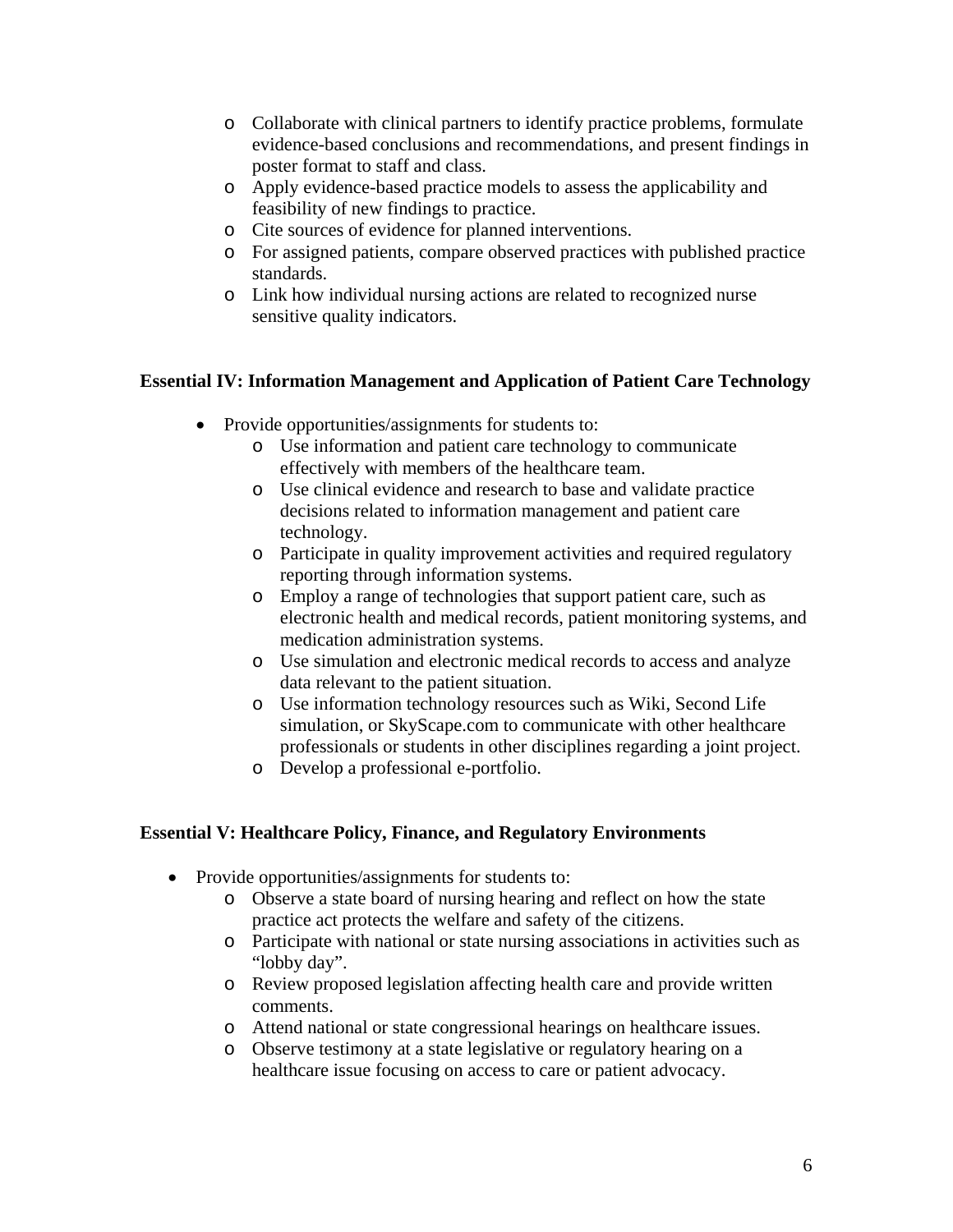- Collaborate with clinical partners to identify practice problems, formulate evidence-based conclusions and recommendations, and present findings in poster format to staff and class.
- Apply evidence-based practice models to assess the applicability and feasibility of new findings to practice.
- Cite sources of evidence for planned interventions.
- For assigned patients, compare observed practices with published practice standards.
- Link how individual nursing actions are related to recognized nurse sensitive quality indicators.

**Essential IV: Information Management and Application of Patient Care Technology**

- Provide opportunities/assignments for students to:
  - Use information and patient care technology to communicate effectively with members of the healthcare team.
  - Use clinical evidence and research to base and validate practice decisions related to information management and patient care technology.
  - Participate in quality improvement activities and required regulatory reporting through information systems.
  - Employ a range of technologies that support patient care, such as electronic health and medical records, patient monitoring systems, and medication administration systems.
  - Use simulation and electronic medical records to access and analyze data relevant to the patient situation.
  - Use information technology resources such as Wiki, Second Life simulation, or SkyScape.com to communicate with other healthcare professionals or students in other disciplines regarding a joint project.
  - Develop a professional e-portfolio.

**Essential V: Healthcare Policy, Finance, and Regulatory Environments**

- Provide opportunities/assignments for students to:
  - Observe a state board of nursing hearing and reflect on how the state practice act protects the welfare and safety of the citizens.
  - Participate with national or state nursing associations in activities such as "lobby day".
  - Review proposed legislation affecting health care and provide written comments.
  - Attend national or state congressional hearings on healthcare issues.
  - Observe testimony at a state legislative or regulatory hearing on a healthcare issue focusing on access to care or patient advocacy.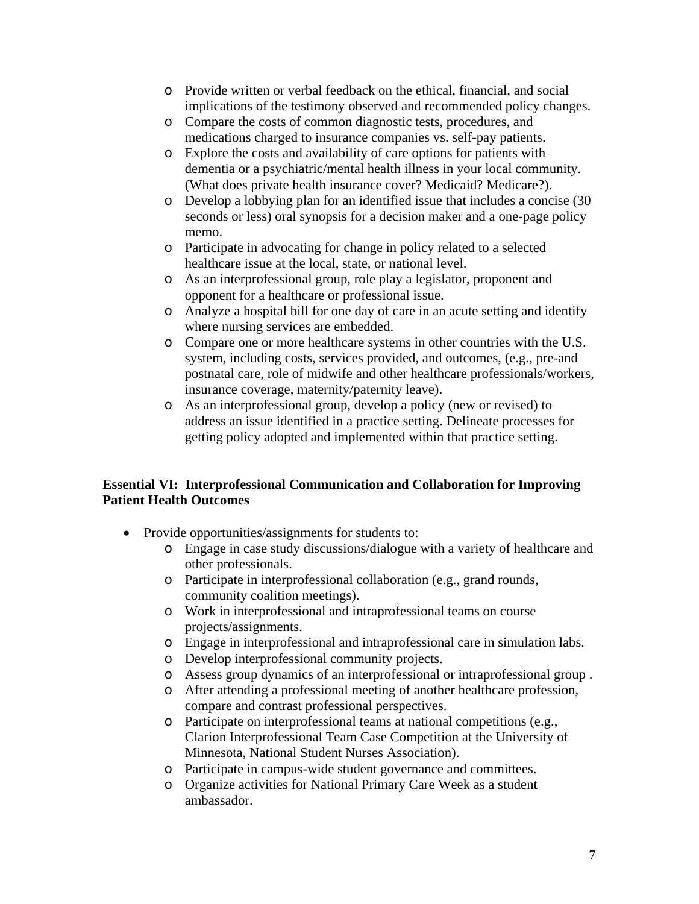- Provide written or verbal feedback on the ethical, financial, and social implications of the testimony observed and recommended policy changes.
- Compare the costs of common diagnostic tests, procedures, and medications charged to insurance companies vs. self-pay patients.
- Explore the costs and availability of care options for patients with dementia or a psychiatric/mental health illness in your local community. (What does private health insurance cover? Medicaid? Medicare?).
- Develop a lobbying plan for an identified issue that includes a concise (30 seconds or less) oral synopsis for a decision maker and a one-page policy memo.
- Participate in advocating for change in policy related to a selected healthcare issue at the local, state, or national level.
- As an interprofessional group, role play a legislator, proponent and opponent for a healthcare or professional issue.
- Analyze a hospital bill for one day of care in an acute setting and identify where nursing services are embedded.
- Compare one or more healthcare systems in other countries with the U.S. system, including costs, services provided, and outcomes, (e.g., pre-and postnatal care, role of midwife and other healthcare professionals/workers, insurance coverage, maternity/paternity leave).
- As an interprofessional group, develop a policy (new or revised) to address an issue identified in a practice setting. Delineate processes for getting policy adopted and implemented within that practice setting.

**Essential VI: Interprofessional Communication and Collaboration for Improving Patient Health Outcomes**

- Provide opportunities/assignments for students to:
  - Engage in case study discussions/dialogue with a variety of healthcare and other professionals.
  - Participate in interprofessional collaboration (e.g., grand rounds, community coalition meetings).
  - Work in interprofessional and intraprofessional teams on course projects/assignments.
  - Engage in interprofessional and intraprofessional care in simulation labs.
  - Develop interprofessional community projects.
  - Assess group dynamics of an interprofessional or intraprofessional group .
  - After attending a professional meeting of another healthcare profession, compare and contrast professional perspectives.
  - Participate on interprofessional teams at national competitions (e.g., Clarion Interprofessional Team Case Competition at the University of Minnesota, National Student Nurses Association).
  - Participate in campus-wide student governance and committees.
  - Organize activities for National Primary Care Week as a student ambassador.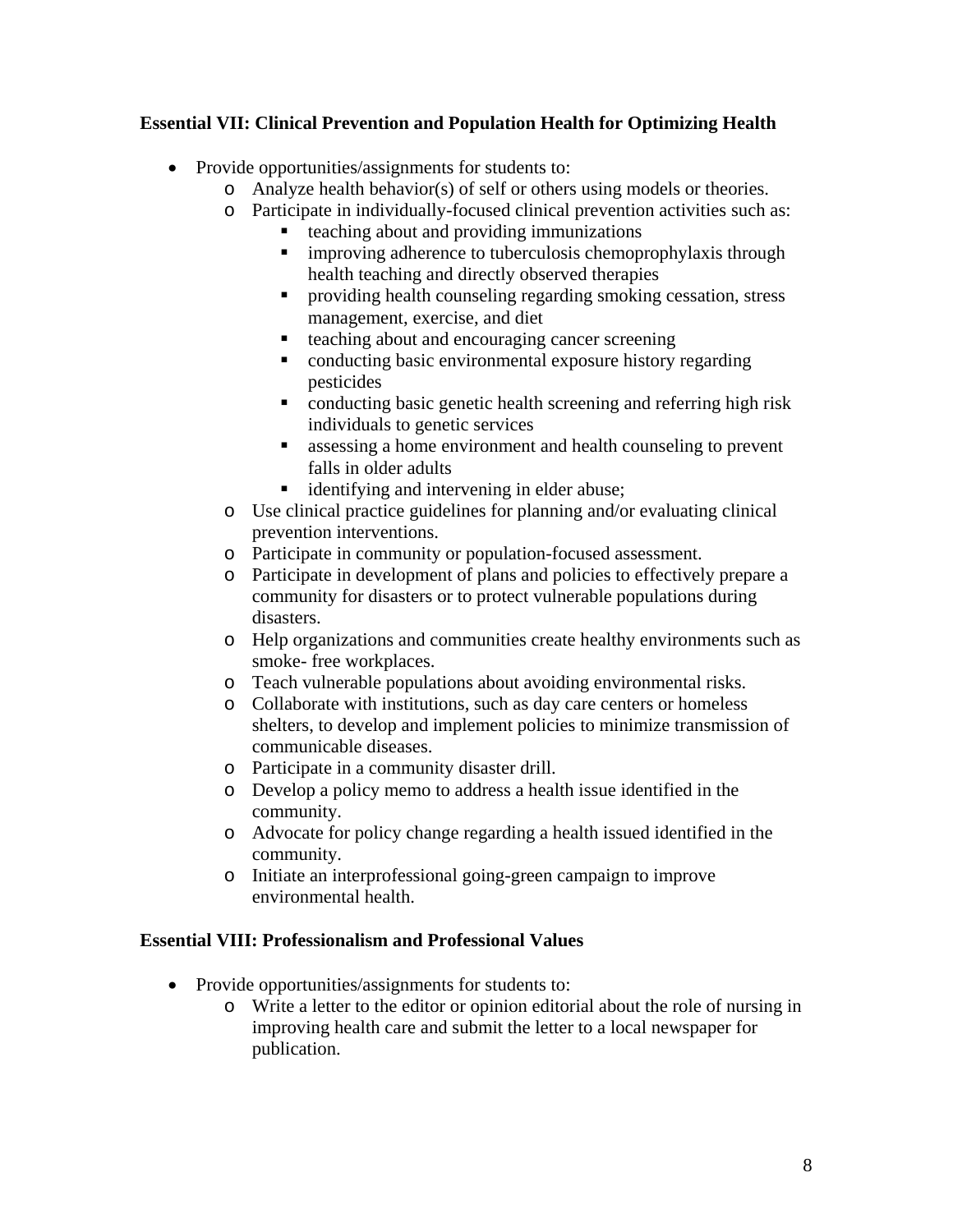**Essential VII: Clinical Prevention and Population Health for Optimizing Health**

- Provide opportunities/assignments for students to:
  - Analyze health behavior(s) of self or others using models or theories.
  - Participate in individually-focused clinical prevention activities such as:
    - teaching about and providing immunizations
    - improving adherence to tuberculosis chemoprophylaxis through health teaching and directly observed therapies
    - providing health counseling regarding smoking cessation, stress management, exercise, and diet
    - teaching about and encouraging cancer screening
    - conducting basic environmental exposure history regarding pesticides
    - conducting basic genetic health screening and referring high risk individuals to genetic services
    - assessing a home environment and health counseling to prevent falls in older adults
    - identifying and intervening in elder abuse;
  - Use clinical practice guidelines for planning and/or evaluating clinical prevention interventions.
  - Participate in community or population-focused assessment.
  - Participate in development of plans and policies to effectively prepare a community for disasters or to protect vulnerable populations during disasters.
  - Help organizations and communities create healthy environments such as smoke- free workplaces.
  - Teach vulnerable populations about avoiding environmental risks.
  - Collaborate with institutions, such as day care centers or homeless shelters, to develop and implement policies to minimize transmission of communicable diseases.
  - Participate in a community disaster drill.
  - Develop a policy memo to address a health issue identified in the community.
  - Advocate for policy change regarding a health issued identified in the community.
  - Initiate an interprofessional going-green campaign to improve environmental health.

**Essential VIII: Professionalism and Professional Values**

- Provide opportunities/assignments for students to:
  - Write a letter to the editor or opinion editorial about the role of nursing in improving health care and submit the letter to a local newspaper for publication.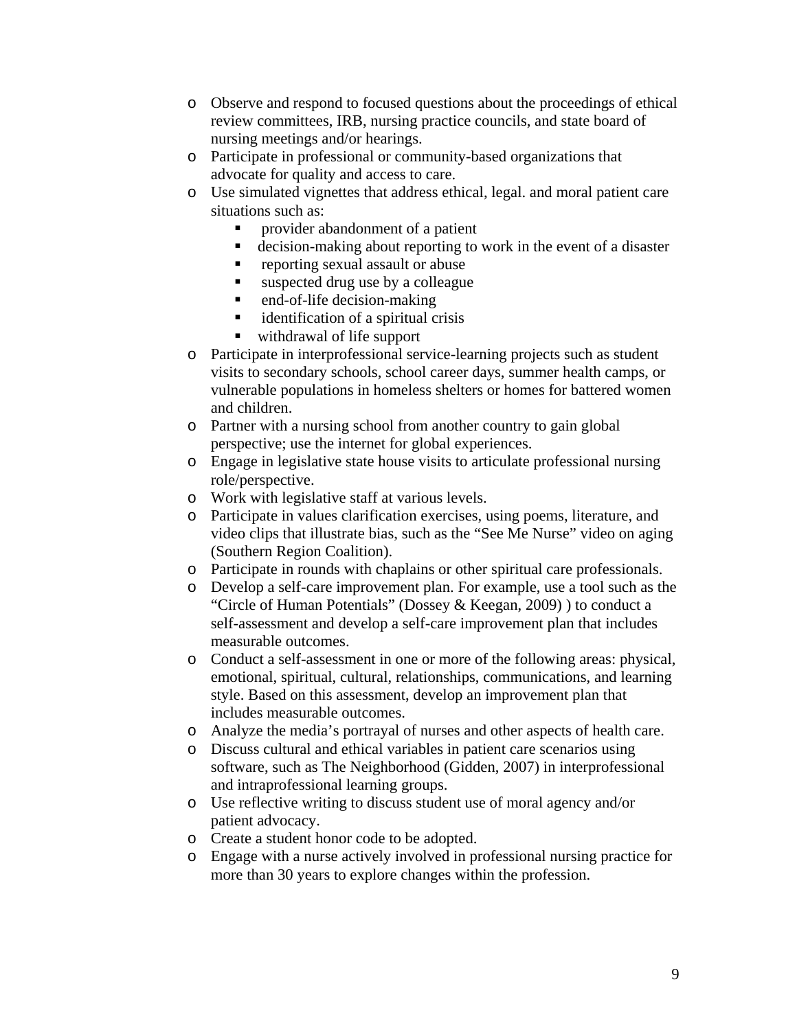- Observe and respond to focused questions about the proceedings of ethical review committees, IRB, nursing practice councils, and state board of nursing meetings and/or hearings.
- Participate in professional or community-based organizations that advocate for quality and access to care.
- Use simulated vignettes that address ethical, legal. and moral patient care situations such as:
  - provider abandonment of a patient
  - decision-making about reporting to work in the event of a disaster
  - reporting sexual assault or abuse
  - suspected drug use by a colleague
  - end-of-life decision-making
  - identification of a spiritual crisis
  - withdrawal of life support
- Participate in interprofessional service-learning projects such as student visits to secondary schools, school career days, summer health camps, or vulnerable populations in homeless shelters or homes for battered women and children.
- Partner with a nursing school from another country to gain global perspective; use the internet for global experiences.
- Engage in legislative state house visits to articulate professional nursing role/perspective.
- Work with legislative staff at various levels.
- Participate in values clarification exercises, using poems, literature, and video clips that illustrate bias, such as the "See Me Nurse" video on aging (Southern Region Coalition).
- Participate in rounds with chaplains or other spiritual care professionals.
- Develop a self-care improvement plan. For example, use a tool such as the "Circle of Human Potentials" (Dossey & Keegan, 2009) ) to conduct a self-assessment and develop a self-care improvement plan that includes measurable outcomes.
- Conduct a self-assessment in one or more of the following areas: physical, emotional, spiritual, cultural, relationships, communications, and learning style. Based on this assessment, develop an improvement plan that includes measurable outcomes.
- Analyze the media's portrayal of nurses and other aspects of health care.
- Discuss cultural and ethical variables in patient care scenarios using software, such as The Neighborhood (Gidden, 2007) in interprofessional and intraprofessional learning groups.
- Use reflective writing to discuss student use of moral agency and/or patient advocacy.
- Create a student honor code to be adopted.
- Engage with a nurse actively involved in professional nursing practice for more than 30 years to explore changes within the profession.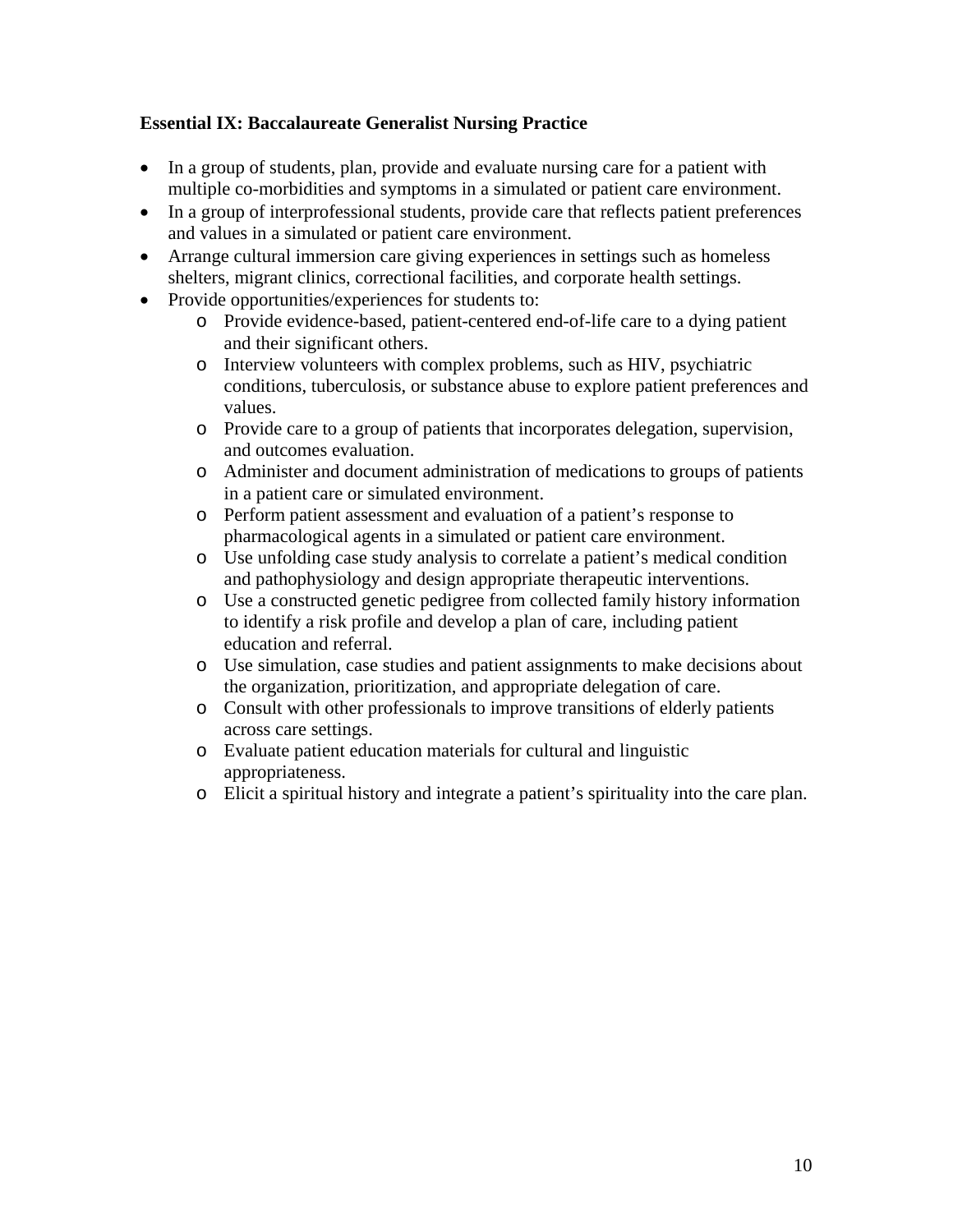**Essential IX: Baccalaureate Generalist Nursing Practice**

- In a group of students, plan, provide and evaluate nursing care for a patient with multiple co-morbidities and symptoms in a simulated or patient care environment.
- In a group of interprofessional students, provide care that reflects patient preferences and values in a simulated or patient care environment.
- Arrange cultural immersion care giving experiences in settings such as homeless shelters, migrant clinics, correctional facilities, and corporate health settings.
- Provide opportunities/experiences for students to:
  - Provide evidence-based, patient-centered end-of-life care to a dying patient and their significant others.
  - Interview volunteers with complex problems, such as HIV, psychiatric conditions, tuberculosis, or substance abuse to explore patient preferences and values.
  - Provide care to a group of patients that incorporates delegation, supervision, and outcomes evaluation.
  - Administer and document administration of medications to groups of patients in a patient care or simulated environment.
  - Perform patient assessment and evaluation of a patient's response to pharmacological agents in a simulated or patient care environment.
  - Use unfolding case study analysis to correlate a patient's medical condition and pathophysiology and design appropriate therapeutic interventions.
  - Use a constructed genetic pedigree from collected family history information to identify a risk profile and develop a plan of care, including patient education and referral.
  - Use simulation, case studies and patient assignments to make decisions about the organization, prioritization, and appropriate delegation of care.
  - Consult with other professionals to improve transitions of elderly patients across care settings.
  - Evaluate patient education materials for cultural and linguistic appropriateness.
  - Elicit a spiritual history and integrate a patient's spirituality into the care plan.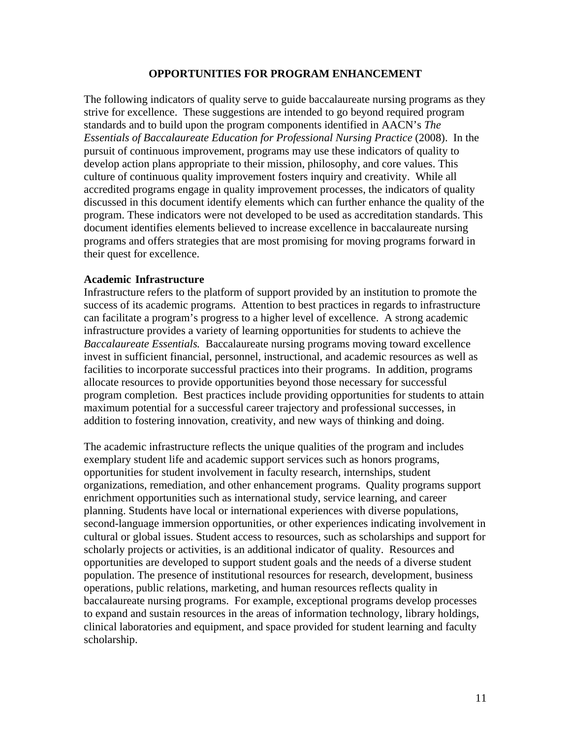## OPPORTUNITIES FOR PROGRAM ENHANCEMENT

The following indicators of quality serve to guide baccalaureate nursing programs as they strive for excellence. These suggestions are intended to go beyond required program standards and to build upon the program components identified in AACN's *The Essentials of Baccalaureate Education for Professional Nursing Practice* (2008). In the pursuit of continuous improvement, programs may use these indicators of quality to develop action plans appropriate to their mission, philosophy, and core values. This culture of continuous quality improvement fosters inquiry and creativity. While all accredited programs engage in quality improvement processes, the indicators of quality discussed in this document identify elements which can further enhance the quality of the program. These indicators were not developed to be used as accreditation standards. This document identifies elements believed to increase excellence in baccalaureate nursing programs and offers strategies that are most promising for moving programs forward in their quest for excellence.

### Academic Infrastructure

Infrastructure refers to the platform of support provided by an institution to promote the success of its academic programs. Attention to best practices in regards to infrastructure can facilitate a program's progress to a higher level of excellence. A strong academic infrastructure provides a variety of learning opportunities for students to achieve the *Baccalaureate Essentials.* Baccalaureate nursing programs moving toward excellence invest in sufficient financial, personnel, instructional, and academic resources as well as facilities to incorporate successful practices into their programs. In addition, programs allocate resources to provide opportunities beyond those necessary for successful program completion. Best practices include providing opportunities for students to attain maximum potential for a successful career trajectory and professional successes, in addition to fostering innovation, creativity, and new ways of thinking and doing.

The academic infrastructure reflects the unique qualities of the program and includes exemplary student life and academic support services such as honors programs, opportunities for student involvement in faculty research, internships, student organizations, remediation, and other enhancement programs. Quality programs support enrichment opportunities such as international study, service learning, and career planning. Students have local or international experiences with diverse populations, second-language immersion opportunities, or other experiences indicating involvement in cultural or global issues. Student access to resources, such as scholarships and support for scholarly projects or activities, is an additional indicator of quality. Resources and opportunities are developed to support student goals and the needs of a diverse student population. The presence of institutional resources for research, development, business operations, public relations, marketing, and human resources reflects quality in baccalaureate nursing programs. For example, exceptional programs develop processes to expand and sustain resources in the areas of information technology, library holdings, clinical laboratories and equipment, and space provided for student learning and faculty scholarship.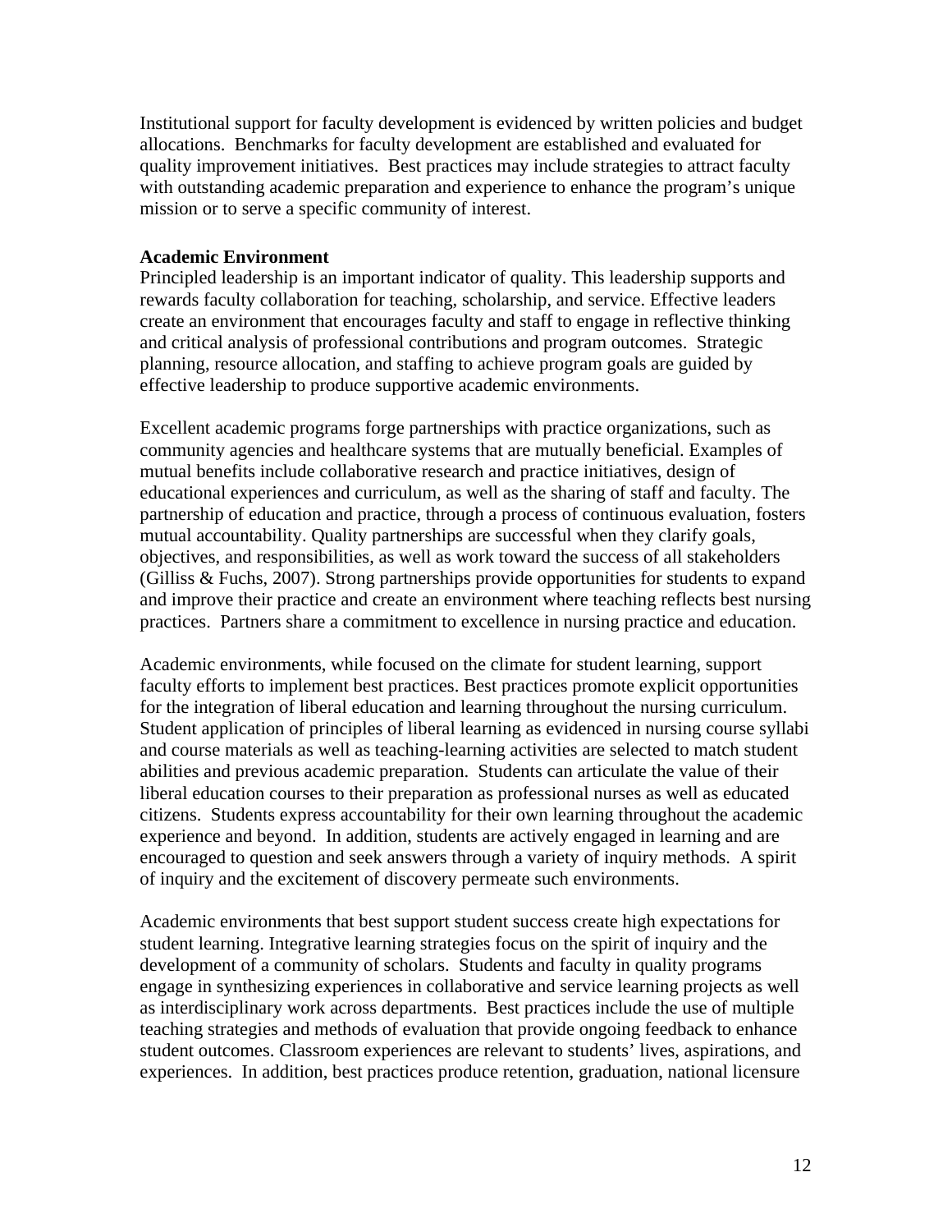Institutional support for faculty development is evidenced by written policies and budget allocations. Benchmarks for faculty development are established and evaluated for quality improvement initiatives. Best practices may include strategies to attract faculty with outstanding academic preparation and experience to enhance the program's unique mission or to serve a specific community of interest.

**Academic Environment**

Principled leadership is an important indicator of quality. This leadership supports and rewards faculty collaboration for teaching, scholarship, and service. Effective leaders create an environment that encourages faculty and staff to engage in reflective thinking and critical analysis of professional contributions and program outcomes. Strategic planning, resource allocation, and staffing to achieve program goals are guided by effective leadership to produce supportive academic environments.

Excellent academic programs forge partnerships with practice organizations, such as community agencies and healthcare systems that are mutually beneficial. Examples of mutual benefits include collaborative research and practice initiatives, design of educational experiences and curriculum, as well as the sharing of staff and faculty. The partnership of education and practice, through a process of continuous evaluation, fosters mutual accountability. Quality partnerships are successful when they clarify goals, objectives, and responsibilities, as well as work toward the success of all stakeholders (Gilliss & Fuchs, 2007). Strong partnerships provide opportunities for students to expand and improve their practice and create an environment where teaching reflects best nursing practices. Partners share a commitment to excellence in nursing practice and education.

Academic environments, while focused on the climate for student learning, support faculty efforts to implement best practices. Best practices promote explicit opportunities for the integration of liberal education and learning throughout the nursing curriculum. Student application of principles of liberal learning as evidenced in nursing course syllabi and course materials as well as teaching-learning activities are selected to match student abilities and previous academic preparation. Students can articulate the value of their liberal education courses to their preparation as professional nurses as well as educated citizens. Students express accountability for their own learning throughout the academic experience and beyond. In addition, students are actively engaged in learning and are encouraged to question and seek answers through a variety of inquiry methods. A spirit of inquiry and the excitement of discovery permeate such environments.

Academic environments that best support student success create high expectations for student learning. Integrative learning strategies focus on the spirit of inquiry and the development of a community of scholars. Students and faculty in quality programs engage in synthesizing experiences in collaborative and service learning projects as well as interdisciplinary work across departments. Best practices include the use of multiple teaching strategies and methods of evaluation that provide ongoing feedback to enhance student outcomes. Classroom experiences are relevant to students' lives, aspirations, and experiences. In addition, best practices produce retention, graduation, national licensure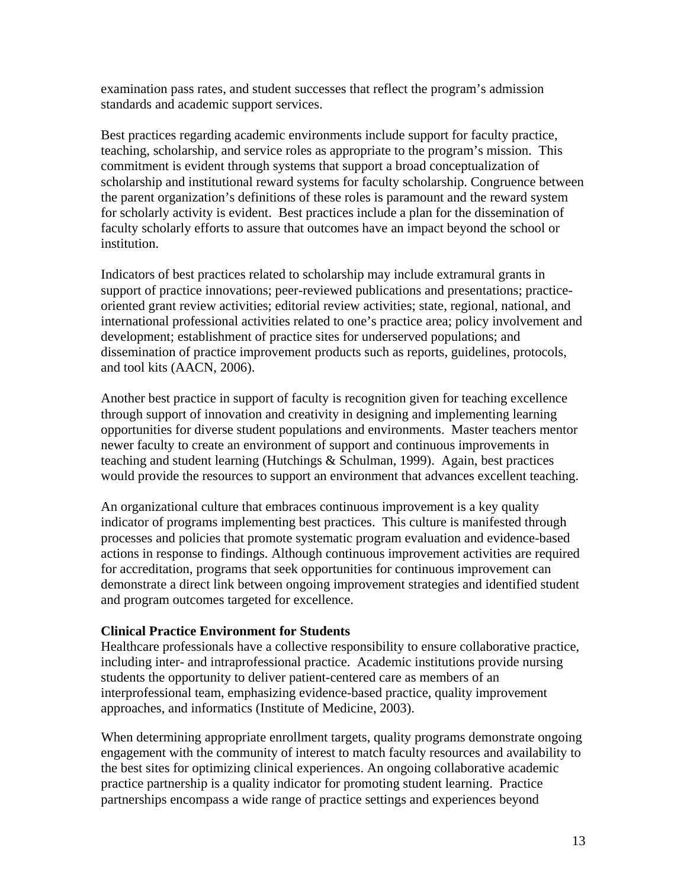examination pass rates, and student successes that reflect the program's admission standards and academic support services.

Best practices regarding academic environments include support for faculty practice, teaching, scholarship, and service roles as appropriate to the program's mission. This commitment is evident through systems that support a broad conceptualization of scholarship and institutional reward systems for faculty scholarship. Congruence between the parent organization's definitions of these roles is paramount and the reward system for scholarly activity is evident. Best practices include a plan for the dissemination of faculty scholarly efforts to assure that outcomes have an impact beyond the school or institution.

Indicators of best practices related to scholarship may include extramural grants in support of practice innovations; peer-reviewed publications and presentations; practice-oriented grant review activities; editorial review activities; state, regional, national, and international professional activities related to one's practice area; policy involvement and development; establishment of practice sites for underserved populations; and dissemination of practice improvement products such as reports, guidelines, protocols, and tool kits (AACN, 2006).

Another best practice in support of faculty is recognition given for teaching excellence through support of innovation and creativity in designing and implementing learning opportunities for diverse student populations and environments. Master teachers mentor newer faculty to create an environment of support and continuous improvements in teaching and student learning (Hutchings & Schulman, 1999). Again, best practices would provide the resources to support an environment that advances excellent teaching.

An organizational culture that embraces continuous improvement is a key quality indicator of programs implementing best practices. This culture is manifested through processes and policies that promote systematic program evaluation and evidence-based actions in response to findings. Although continuous improvement activities are required for accreditation, programs that seek opportunities for continuous improvement can demonstrate a direct link between ongoing improvement strategies and identified student and program outcomes targeted for excellence.

**Clinical Practice Environment for Students**

Healthcare professionals have a collective responsibility to ensure collaborative practice, including inter- and intraprofessional practice. Academic institutions provide nursing students the opportunity to deliver patient-centered care as members of an interprofessional team, emphasizing evidence-based practice, quality improvement approaches, and informatics (Institute of Medicine, 2003).

When determining appropriate enrollment targets, quality programs demonstrate ongoing engagement with the community of interest to match faculty resources and availability to the best sites for optimizing clinical experiences. An ongoing collaborative academic practice partnership is a quality indicator for promoting student learning. Practice partnerships encompass a wide range of practice settings and experiences beyond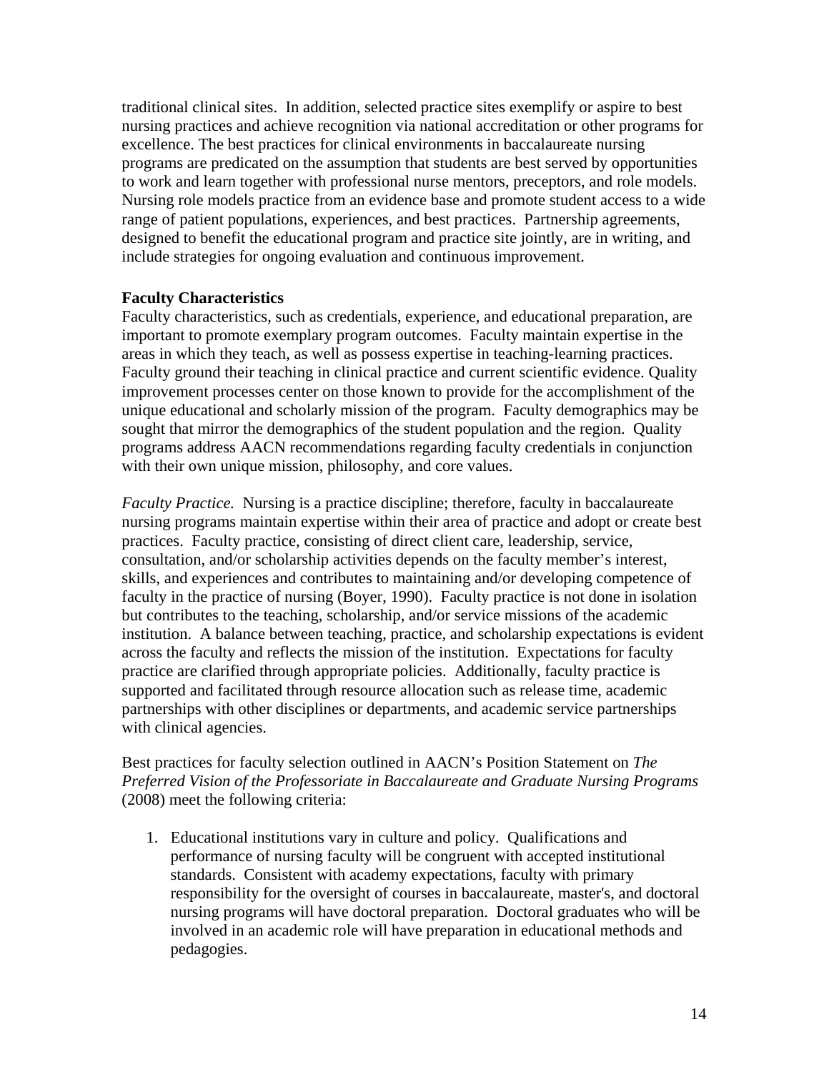traditional clinical sites. In addition, selected practice sites exemplify or aspire to best nursing practices and achieve recognition via national accreditation or other programs for excellence. The best practices for clinical environments in baccalaureate nursing programs are predicated on the assumption that students are best served by opportunities to work and learn together with professional nurse mentors, preceptors, and role models. Nursing role models practice from an evidence base and promote student access to a wide range of patient populations, experiences, and best practices. Partnership agreements, designed to benefit the educational program and practice site jointly, are in writing, and include strategies for ongoing evaluation and continuous improvement.

**Faculty Characteristics**

Faculty characteristics, such as credentials, experience, and educational preparation, are important to promote exemplary program outcomes. Faculty maintain expertise in the areas in which they teach, as well as possess expertise in teaching-learning practices. Faculty ground their teaching in clinical practice and current scientific evidence. Quality improvement processes center on those known to provide for the accomplishment of the unique educational and scholarly mission of the program. Faculty demographics may be sought that mirror the demographics of the student population and the region. Quality programs address AACN recommendations regarding faculty credentials in conjunction with their own unique mission, philosophy, and core values.

*Faculty Practice.* Nursing is a practice discipline; therefore, faculty in baccalaureate nursing programs maintain expertise within their area of practice and adopt or create best practices. Faculty practice, consisting of direct client care, leadership, service, consultation, and/or scholarship activities depends on the faculty member's interest, skills, and experiences and contributes to maintaining and/or developing competence of faculty in the practice of nursing (Boyer, 1990). Faculty practice is not done in isolation but contributes to the teaching, scholarship, and/or service missions of the academic institution. A balance between teaching, practice, and scholarship expectations is evident across the faculty and reflects the mission of the institution. Expectations for faculty practice are clarified through appropriate policies. Additionally, faculty practice is supported and facilitated through resource allocation such as release time, academic partnerships with other disciplines or departments, and academic service partnerships with clinical agencies.

Best practices for faculty selection outlined in AACN's Position Statement on *The Preferred Vision of the Professoriate in Baccalaureate and Graduate Nursing Programs* (2008) meet the following criteria:

1. Educational institutions vary in culture and policy. Qualifications and performance of nursing faculty will be congruent with accepted institutional standards. Consistent with academy expectations, faculty with primary responsibility for the oversight of courses in baccalaureate, master's, and doctoral nursing programs will have doctoral preparation. Doctoral graduates who will be involved in an academic role will have preparation in educational methods and pedagogies.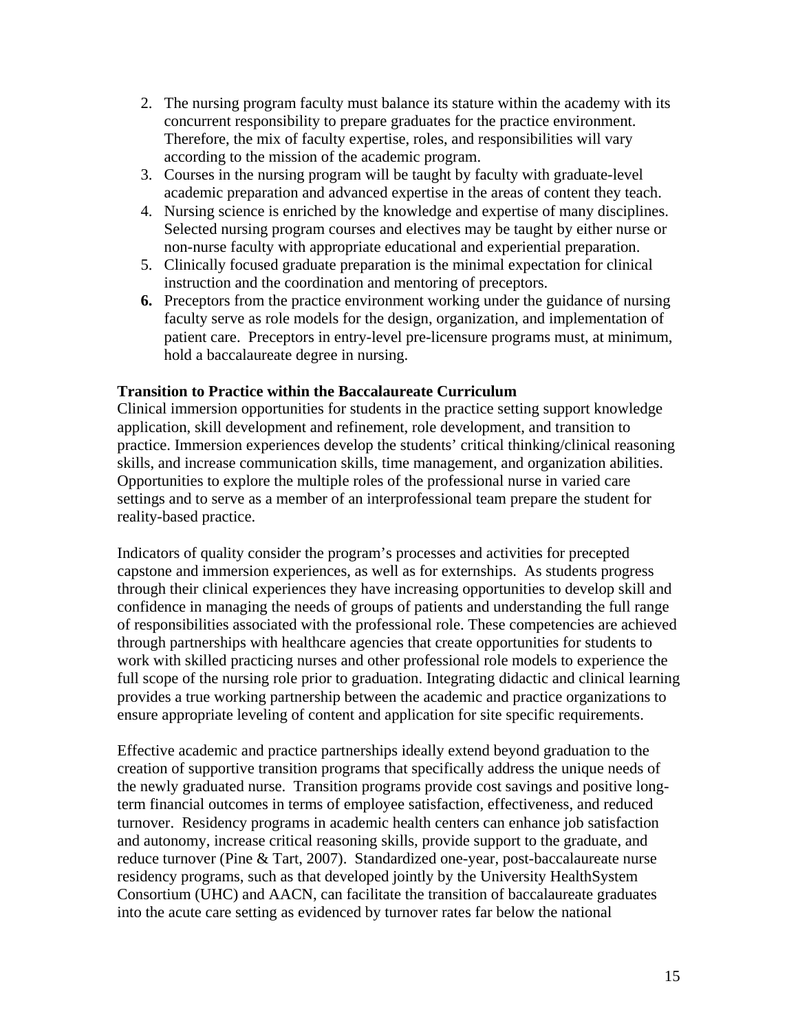2. The nursing program faculty must balance its stature within the academy with its concurrent responsibility to prepare graduates for the practice environment. Therefore, the mix of faculty expertise, roles, and responsibilities will vary according to the mission of the academic program.
3. Courses in the nursing program will be taught by faculty with graduate-level academic preparation and advanced expertise in the areas of content they teach.
4. Nursing science is enriched by the knowledge and expertise of many disciplines. Selected nursing program courses and electives may be taught by either nurse or non-nurse faculty with appropriate educational and experiential preparation.
5. Clinically focused graduate preparation is the minimal expectation for clinical instruction and the coordination and mentoring of preceptors.
6. Preceptors from the practice environment working under the guidance of nursing faculty serve as role models for the design, organization, and implementation of patient care. Preceptors in entry-level pre-licensure programs must, at minimum, hold a baccalaureate degree in nursing.

**Transition to Practice within the Baccalaureate Curriculum**

Clinical immersion opportunities for students in the practice setting support knowledge application, skill development and refinement, role development, and transition to practice. Immersion experiences develop the students' critical thinking/clinical reasoning skills, and increase communication skills, time management, and organization abilities. Opportunities to explore the multiple roles of the professional nurse in varied care settings and to serve as a member of an interprofessional team prepare the student for reality-based practice.

Indicators of quality consider the program's processes and activities for precepted capstone and immersion experiences, as well as for externships. As students progress through their clinical experiences they have increasing opportunities to develop skill and confidence in managing the needs of groups of patients and understanding the full range of responsibilities associated with the professional role. These competencies are achieved through partnerships with healthcare agencies that create opportunities for students to work with skilled practicing nurses and other professional role models to experience the full scope of the nursing role prior to graduation. Integrating didactic and clinical learning provides a true working partnership between the academic and practice organizations to ensure appropriate leveling of content and application for site specific requirements.

Effective academic and practice partnerships ideally extend beyond graduation to the creation of supportive transition programs that specifically address the unique needs of the newly graduated nurse. Transition programs provide cost savings and positive long-term financial outcomes in terms of employee satisfaction, effectiveness, and reduced turnover. Residency programs in academic health centers can enhance job satisfaction and autonomy, increase critical reasoning skills, provide support to the graduate, and reduce turnover (Pine & Tart, 2007). Standardized one-year, post-baccalaureate nurse residency programs, such as that developed jointly by the University HealthSystem Consortium (UHC) and AACN, can facilitate the transition of baccalaureate graduates into the acute care setting as evidenced by turnover rates far below the national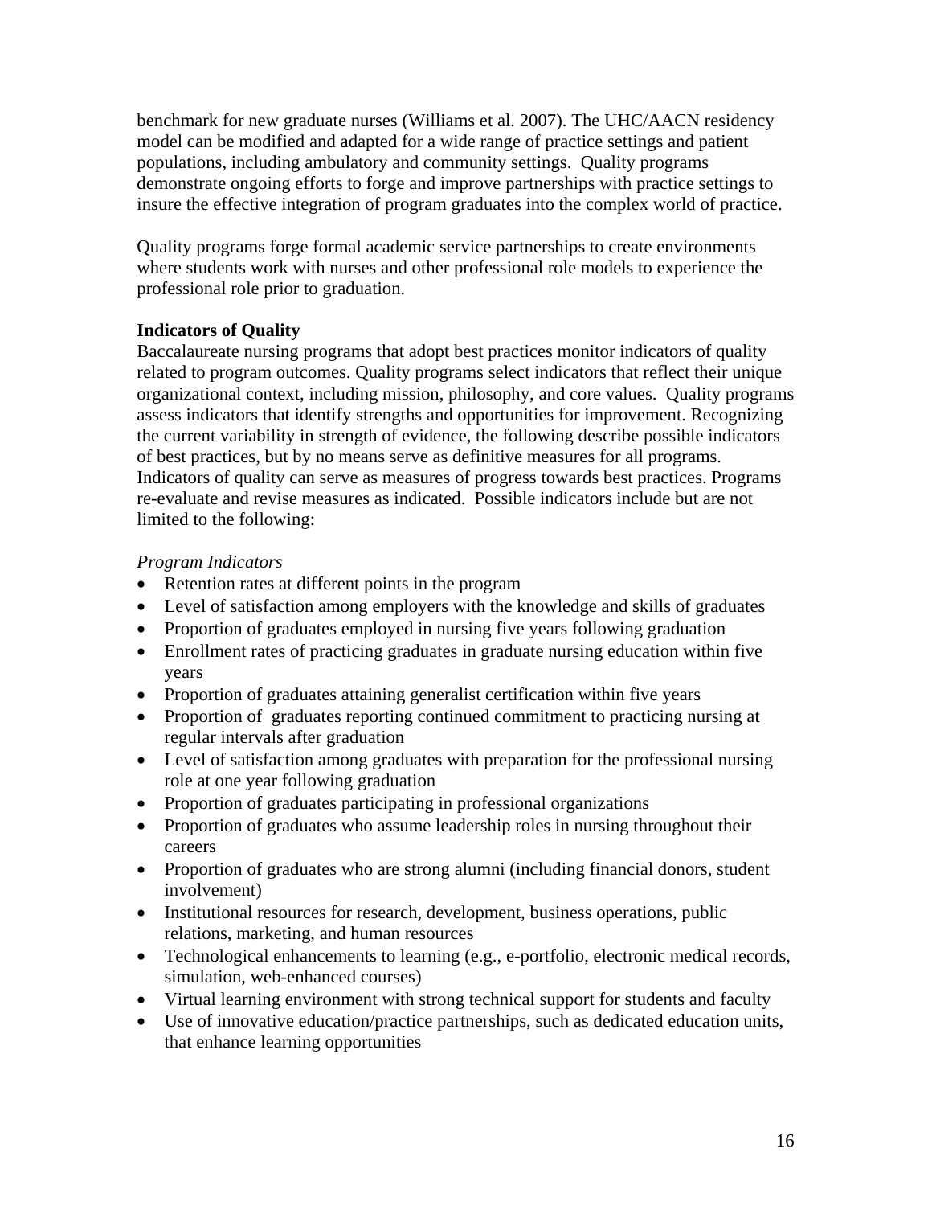benchmark for new graduate nurses (Williams et al. 2007). The UHC/AACN residency model can be modified and adapted for a wide range of practice settings and patient populations, including ambulatory and community settings. Quality programs demonstrate ongoing efforts to forge and improve partnerships with practice settings to insure the effective integration of program graduates into the complex world of practice.

Quality programs forge formal academic service partnerships to create environments where students work with nurses and other professional role models to experience the professional role prior to graduation.

**Indicators of Quality**

Baccalaureate nursing programs that adopt best practices monitor indicators of quality related to program outcomes. Quality programs select indicators that reflect their unique organizational context, including mission, philosophy, and core values. Quality programs assess indicators that identify strengths and opportunities for improvement. Recognizing the current variability in strength of evidence, the following describe possible indicators of best practices, but by no means serve as definitive measures for all programs. Indicators of quality can serve as measures of progress towards best practices. Programs re-evaluate and revise measures as indicated. Possible indicators include but are not limited to the following:

*Program Indicators*

- Retention rates at different points in the program
- Level of satisfaction among employers with the knowledge and skills of graduates
- Proportion of graduates employed in nursing five years following graduation
- Enrollment rates of practicing graduates in graduate nursing education within five years
- Proportion of graduates attaining generalist certification within five years
- Proportion of graduates reporting continued commitment to practicing nursing at regular intervals after graduation
- Level of satisfaction among graduates with preparation for the professional nursing role at one year following graduation
- Proportion of graduates participating in professional organizations
- Proportion of graduates who assume leadership roles in nursing throughout their careers
- Proportion of graduates who are strong alumni (including financial donors, student involvement)
- Institutional resources for research, development, business operations, public relations, marketing, and human resources
- Technological enhancements to learning (e.g., e-portfolio, electronic medical records, simulation, web-enhanced courses)
- Virtual learning environment with strong technical support for students and faculty
- Use of innovative education/practice partnerships, such as dedicated education units, that enhance learning opportunities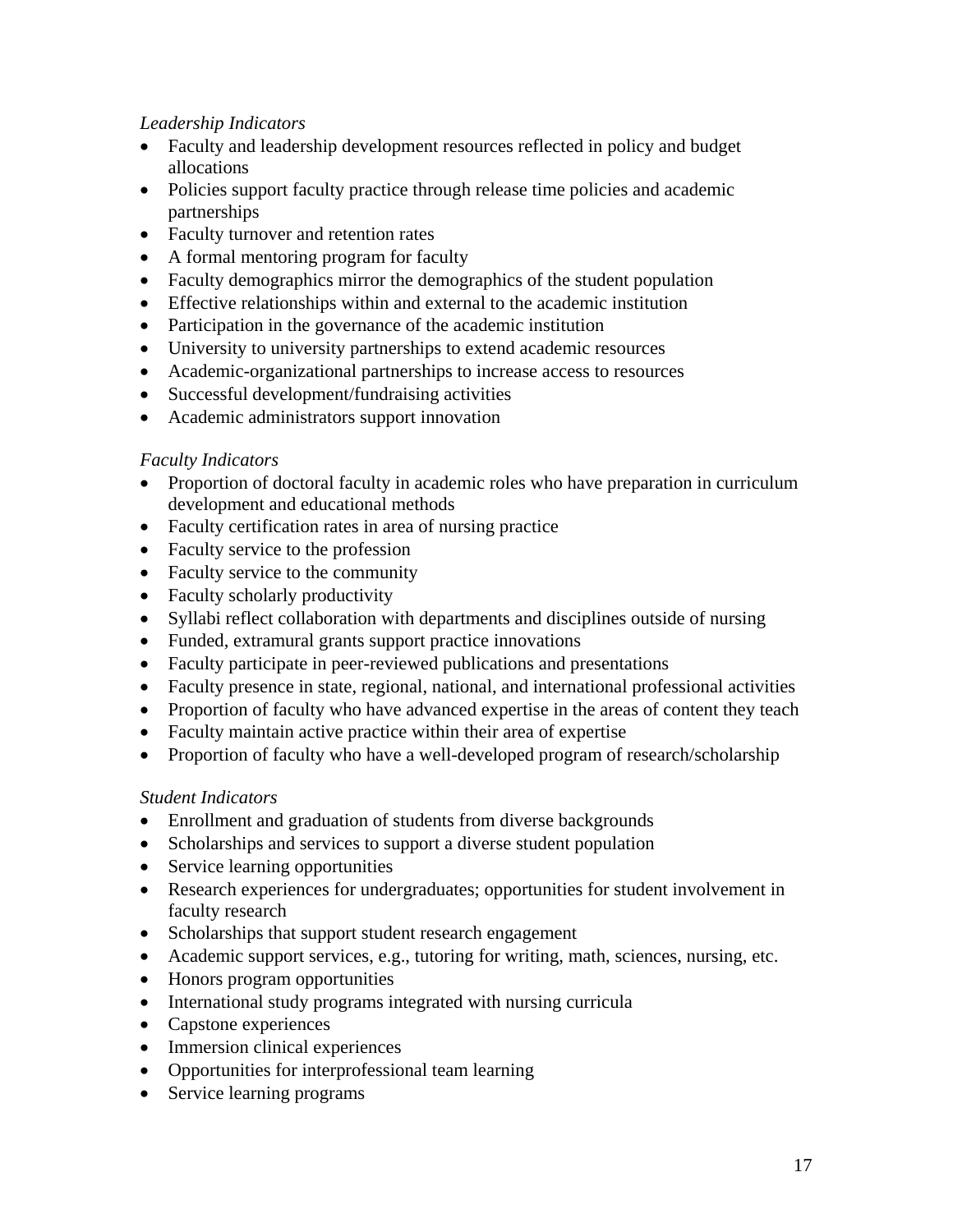*Leadership Indicators*

- Faculty and leadership development resources reflected in policy and budget allocations
- Policies support faculty practice through release time policies and academic partnerships
- Faculty turnover and retention rates
- A formal mentoring program for faculty
- Faculty demographics mirror the demographics of the student population
- Effective relationships within and external to the academic institution
- Participation in the governance of the academic institution
- University to university partnerships to extend academic resources
- Academic-organizational partnerships to increase access to resources
- Successful development/fundraising activities
- Academic administrators support innovation

*Faculty Indicators*

- Proportion of doctoral faculty in academic roles who have preparation in curriculum development and educational methods
- Faculty certification rates in area of nursing practice
- Faculty service to the profession
- Faculty service to the community
- Faculty scholarly productivity
- Syllabi reflect collaboration with departments and disciplines outside of nursing
- Funded, extramural grants support practice innovations
- Faculty participate in peer-reviewed publications and presentations
- Faculty presence in state, regional, national, and international professional activities
- Proportion of faculty who have advanced expertise in the areas of content they teach
- Faculty maintain active practice within their area of expertise
- Proportion of faculty who have a well-developed program of research/scholarship

*Student Indicators*

- Enrollment and graduation of students from diverse backgrounds
- Scholarships and services to support a diverse student population
- Service learning opportunities
- Research experiences for undergraduates; opportunities for student involvement in faculty research
- Scholarships that support student research engagement
- Academic support services, e.g., tutoring for writing, math, sciences, nursing, etc.
- Honors program opportunities
- International study programs integrated with nursing curricula
- Capstone experiences
- Immersion clinical experiences
- Opportunities for interprofessional team learning
- Service learning programs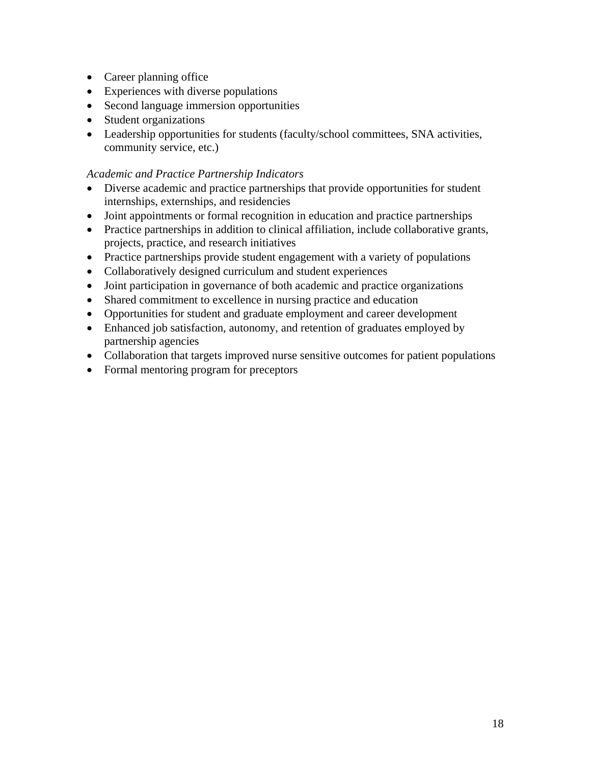- Career planning office
- Experiences with diverse populations
- Second language immersion opportunities
- Student organizations
- Leadership opportunities for students (faculty/school committees, SNA activities, community service, etc.)

*Academic and Practice Partnership Indicators*

- Diverse academic and practice partnerships that provide opportunities for student internships, externships, and residencies
- Joint appointments or formal recognition in education and practice partnerships
- Practice partnerships in addition to clinical affiliation, include collaborative grants, projects, practice, and research initiatives
- Practice partnerships provide student engagement with a variety of populations
- Collaboratively designed curriculum and student experiences
- Joint participation in governance of both academic and practice organizations
- Shared commitment to excellence in nursing practice and education
- Opportunities for student and graduate employment and career development
- Enhanced job satisfaction, autonomy, and retention of graduates employed by partnership agencies
- Collaboration that targets improved nurse sensitive outcomes for patient populations
- Formal mentoring program for preceptors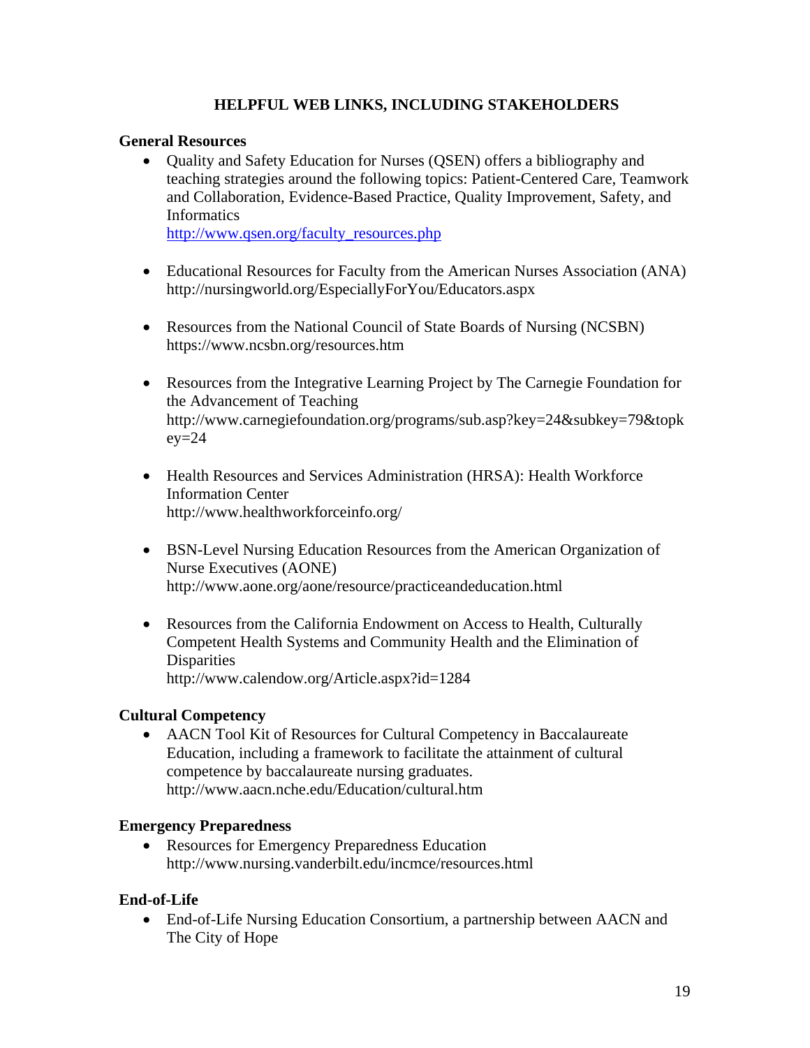## HELPFUL WEB LINKS, INCLUDING STAKEHOLDERS

### General Resources

- Quality and Safety Education for Nurses (QSEN) offers a bibliography and teaching strategies around the following topics: Patient-Centered Care, Teamwork and Collaboration, Evidence-Based Practice, Quality Improvement, Safety, and Informatics
  http://www.qsen.org/faculty_resources.php

- Educational Resources for Faculty from the American Nurses Association (ANA)
  http://nursingworld.org/EspeciallyForYou/Educators.aspx

- Resources from the National Council of State Boards of Nursing (NCSBN)
  https://www.ncsbn.org/resources.htm

- Resources from the Integrative Learning Project by The Carnegie Foundation for the Advancement of Teaching
  http://www.carnegiefoundation.org/programs/sub.asp?key=24&subkey=79&topkey=24

- Health Resources and Services Administration (HRSA): Health Workforce Information Center
  http://www.healthworkforceinfo.org/

- BSN-Level Nursing Education Resources from the American Organization of Nurse Executives (AONE)
  http://www.aone.org/aone/resource/practiceandeducation.html

- Resources from the California Endowment on Access to Health, Culturally Competent Health Systems and Community Health and the Elimination of Disparities
  http://www.calendow.org/Article.aspx?id=1284

### Cultural Competency

- AACN Tool Kit of Resources for Cultural Competency in Baccalaureate Education, including a framework to facilitate the attainment of cultural competence by baccalaureate nursing graduates.
  http://www.aacn.nche.edu/Education/cultural.htm

### Emergency Preparedness

- Resources for Emergency Preparedness Education
  http://www.nursing.vanderbilt.edu/incmce/resources.html

### End-of-Life

- End-of-Life Nursing Education Consortium, a partnership between AACN and The City of Hope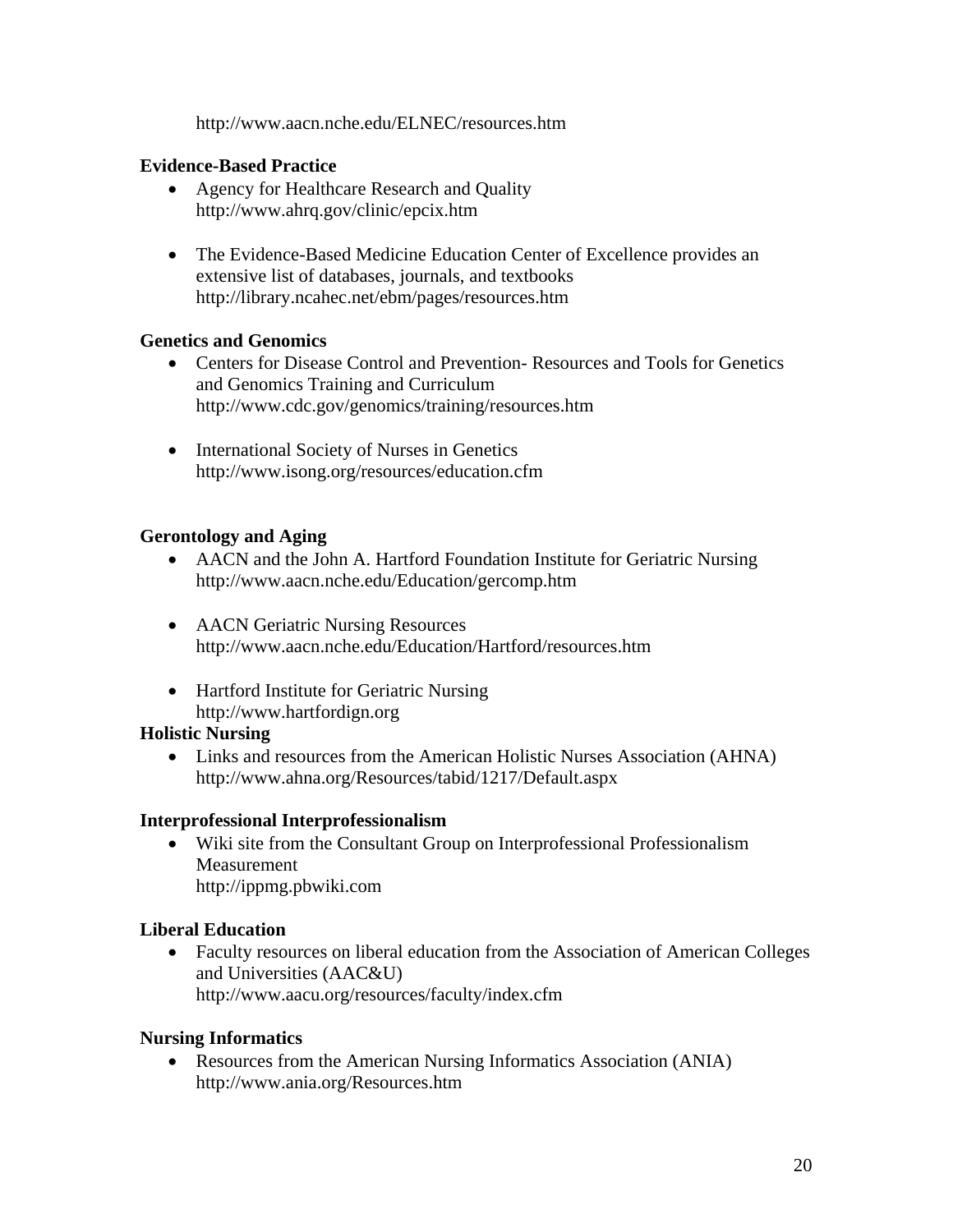http://www.aacn.nche.edu/ELNEC/resources.htm

**Evidence-Based Practice**

- Agency for Healthcare Research and Quality
  http://www.ahrq.gov/clinic/epcix.htm

- The Evidence-Based Medicine Education Center of Excellence provides an extensive list of databases, journals, and textbooks
  http://library.ncahec.net/ebm/pages/resources.htm

**Genetics and Genomics**

- Centers for Disease Control and Prevention- Resources and Tools for Genetics and Genomics Training and Curriculum
  http://www.cdc.gov/genomics/training/resources.htm

- International Society of Nurses in Genetics
  http://www.isong.org/resources/education.cfm

**Gerontology and Aging**

- AACN and the John A. Hartford Foundation Institute for Geriatric Nursing
  http://www.aacn.nche.edu/Education/gercomp.htm

- AACN Geriatric Nursing Resources
  http://www.aacn.nche.edu/Education/Hartford/resources.htm

- Hartford Institute for Geriatric Nursing
  http://www.hartfordign.org

**Holistic Nursing**

- Links and resources from the American Holistic Nurses Association (AHNA)
  http://www.ahna.org/Resources/tabid/1217/Default.aspx

**Interprofessional Interprofessionalism**

- Wiki site from the Consultant Group on Interprofessional Professionalism Measurement
  http://ippmg.pbwiki.com

**Liberal Education**

- Faculty resources on liberal education from the Association of American Colleges and Universities (AAC&U)
  http://www.aacu.org/resources/faculty/index.cfm

**Nursing Informatics**

- Resources from the American Nursing Informatics Association (ANIA)
  http://www.ania.org/Resources.htm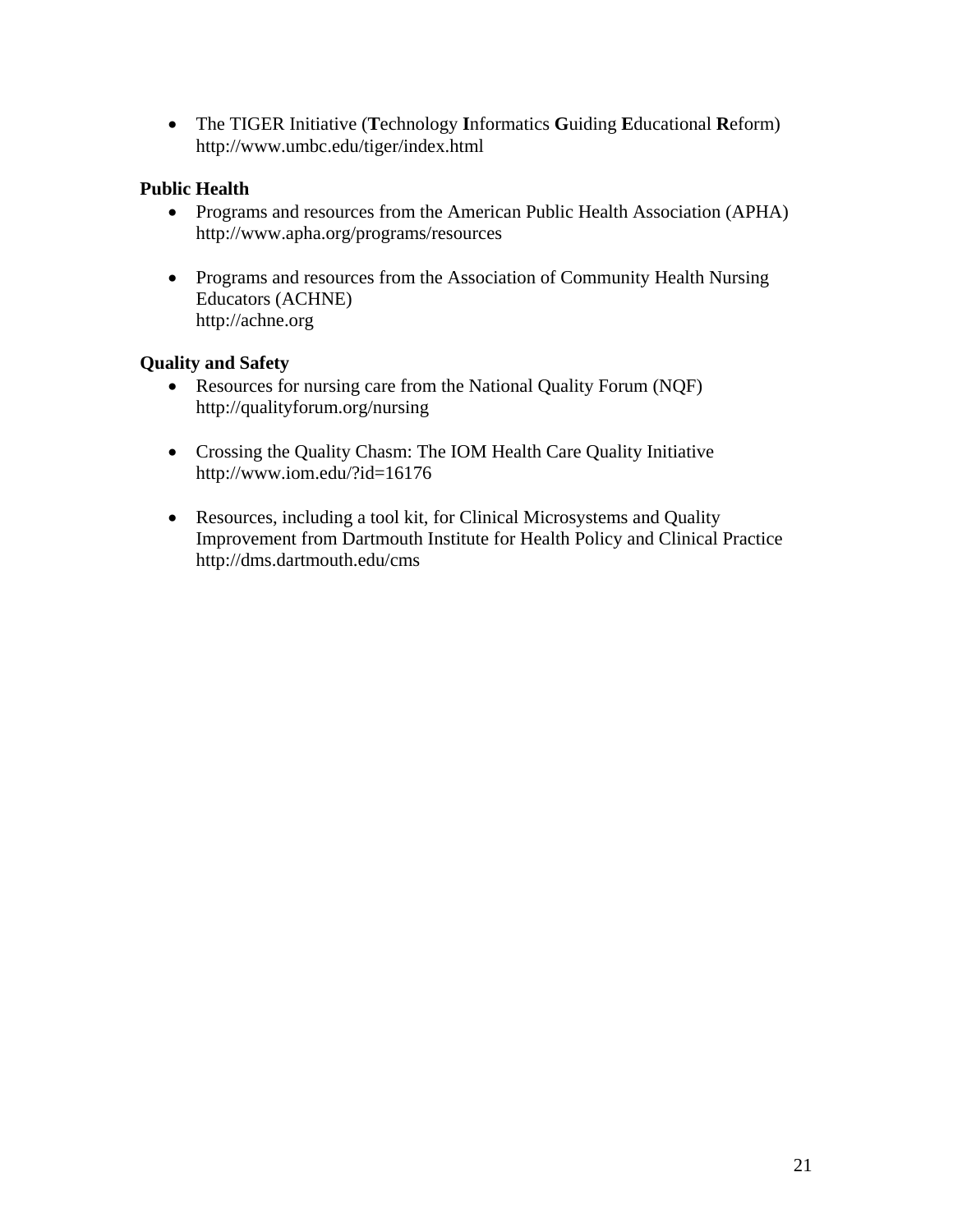- The TIGER Initiative (**T**echnology **I**nformatics **G**uiding **E**ducational **R**eform)
  http://www.umbc.edu/tiger/index.html

**Public Health**

- Programs and resources from the American Public Health Association (APHA)
  http://www.apha.org/programs/resources

- Programs and resources from the Association of Community Health Nursing Educators (ACHNE)
  http://achne.org

**Quality and Safety**

- Resources for nursing care from the National Quality Forum (NQF)
  http://qualityforum.org/nursing

- Crossing the Quality Chasm: The IOM Health Care Quality Initiative
  http://www.iom.edu/?id=16176

- Resources, including a tool kit, for Clinical Microsystems and Quality Improvement from Dartmouth Institute for Health Policy and Clinical Practice
  http://dms.dartmouth.edu/cms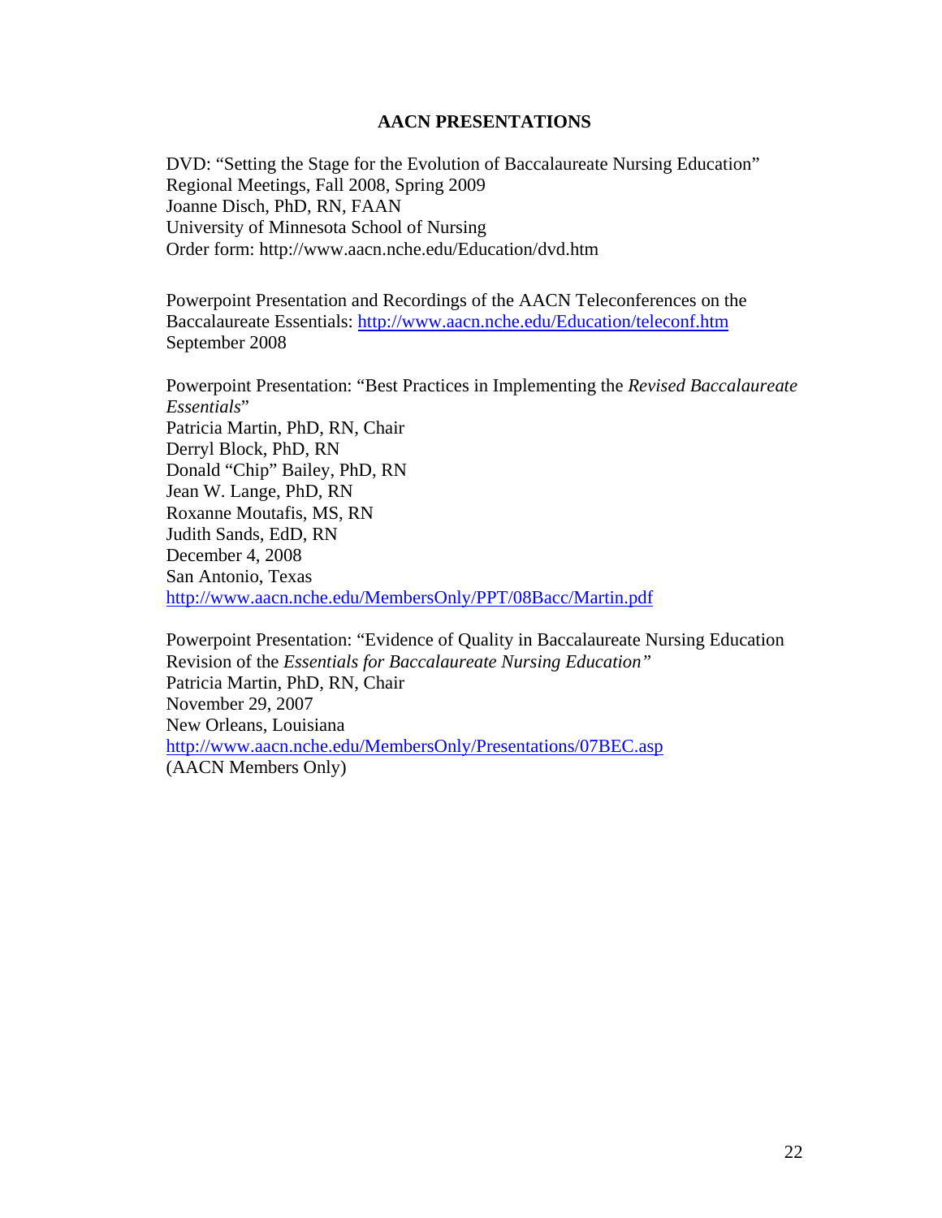## AACN PRESENTATIONS

DVD: "Setting the Stage for the Evolution of Baccalaureate Nursing Education"
Regional Meetings, Fall 2008, Spring 2009
Joanne Disch, PhD, RN, FAAN
University of Minnesota School of Nursing
Order form: http://www.aacn.nche.edu/Education/dvd.htm

Powerpoint Presentation and Recordings of the AACN Teleconferences on the Baccalaureate Essentials: http://www.aacn.nche.edu/Education/teleconf.htm
September 2008

Powerpoint Presentation: "Best Practices in Implementing the *Revised Baccalaureate Essentials*"
Patricia Martin, PhD, RN, Chair
Derryl Block, PhD, RN
Donald "Chip" Bailey, PhD, RN
Jean W. Lange, PhD, RN
Roxanne Moutafis, MS, RN
Judith Sands, EdD, RN
December 4, 2008
San Antonio, Texas
http://www.aacn.nche.edu/MembersOnly/PPT/08Bacc/Martin.pdf

Powerpoint Presentation: "Evidence of Quality in Baccalaureate Nursing Education Revision of the *Essentials for Baccalaureate Nursing Education"*
Patricia Martin, PhD, RN, Chair
November 29, 2007
New Orleans, Louisiana
http://www.aacn.nche.edu/MembersOnly/Presentations/07BEC.asp
(AACN Members Only)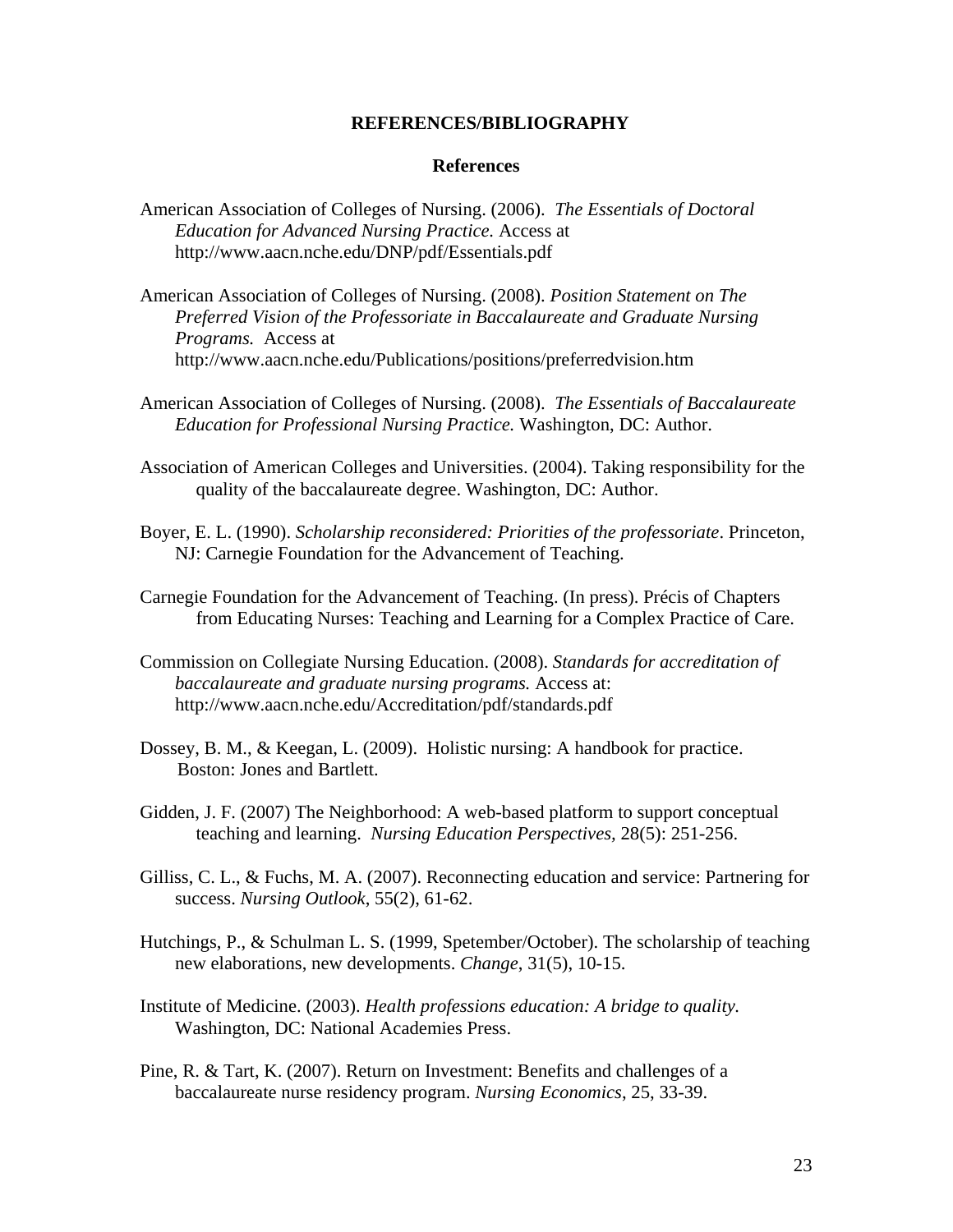# REFERENCES/BIBLIOGRAPHY

## References

American Association of Colleges of Nursing. (2006). *The Essentials of Doctoral Education for Advanced Nursing Practice.* Access at http://www.aacn.nche.edu/DNP/pdf/Essentials.pdf

American Association of Colleges of Nursing. (2008). *Position Statement on The Preferred Vision of the Professoriate in Baccalaureate and Graduate Nursing Programs.* Access at http://www.aacn.nche.edu/Publications/positions/preferredvision.htm

American Association of Colleges of Nursing. (2008). *The Essentials of Baccalaureate Education for Professional Nursing Practice.* Washington, DC: Author.

Association of American Colleges and Universities. (2004). Taking responsibility for the quality of the baccalaureate degree. Washington, DC: Author.

Boyer, E. L. (1990). *Scholarship reconsidered: Priorities of the professoriate*. Princeton, NJ: Carnegie Foundation for the Advancement of Teaching.

Carnegie Foundation for the Advancement of Teaching. (In press). Précis of Chapters from Educating Nurses: Teaching and Learning for a Complex Practice of Care.

Commission on Collegiate Nursing Education. (2008). *Standards for accreditation of baccalaureate and graduate nursing programs.* Access at: http://www.aacn.nche.edu/Accreditation/pdf/standards.pdf

Dossey, B. M., & Keegan, L. (2009). Holistic nursing: A handbook for practice. Boston: Jones and Bartlett.

Gidden, J. F. (2007) The Neighborhood: A web-based platform to support conceptual teaching and learning. *Nursing Education Perspectives*, 28(5): 251-256.

Gilliss, C. L., & Fuchs, M. A. (2007). Reconnecting education and service: Partnering for success. *Nursing Outlook*, 55(2), 61-62.

Hutchings, P., & Schulman L. S. (1999, Spetember/October). The scholarship of teaching new elaborations, new developments. *Change*, 31(5), 10-15.

Institute of Medicine. (2003). *Health professions education: A bridge to quality.* Washington, DC: National Academies Press.

Pine, R. & Tart, K. (2007). Return on Investment: Benefits and challenges of a baccalaureate nurse residency program. *Nursing Economics*, 25, 33-39.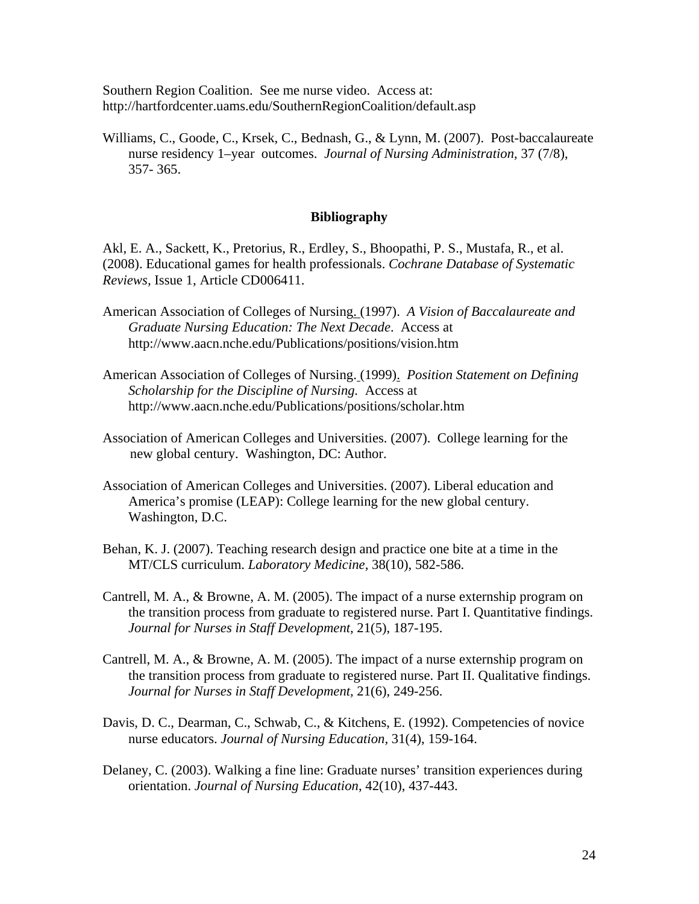Southern Region Coalition. See me nurse video. Access at: http://hartfordcenter.uams.edu/SouthernRegionCoalition/default.asp

Williams, C., Goode, C., Krsek, C., Bednash, G., & Lynn, M. (2007). Post-baccalaureate nurse residency 1–year outcomes. *Journal of Nursing Administration*, 37 (7/8), 357- 365.

## Bibliography

Akl, E. A., Sackett, K., Pretorius, R., Erdley, S., Bhoopathi, P. S., Mustafa, R., et al. (2008). Educational games for health professionals. *Cochrane Database of Systematic Reviews*, Issue 1, Article CD006411.

American Association of Colleges of Nursing. (1997). *A Vision of Baccalaureate and Graduate Nursing Education: The Next Decade*. Access at http://www.aacn.nche.edu/Publications/positions/vision.htm

American Association of Colleges of Nursing. (1999). *Position Statement on Defining Scholarship for the Discipline of Nursing.* Access at http://www.aacn.nche.edu/Publications/positions/scholar.htm

Association of American Colleges and Universities. (2007). College learning for the new global century. Washington, DC: Author.

Association of American Colleges and Universities. (2007). Liberal education and America's promise (LEAP): College learning for the new global century. Washington, D.C.

Behan, K. J. (2007). Teaching research design and practice one bite at a time in the MT/CLS curriculum. *Laboratory Medicine,* 38(10), 582-586.

Cantrell, M. A., & Browne, A. M. (2005). The impact of a nurse externship program on the transition process from graduate to registered nurse. Part I. Quantitative findings. *Journal for Nurses in Staff Development,* 21(5), 187-195.

Cantrell, M. A., & Browne, A. M. (2005). The impact of a nurse externship program on the transition process from graduate to registered nurse. Part II. Qualitative findings. *Journal for Nurses in Staff Development,* 21(6), 249-256.

Davis, D. C., Dearman, C., Schwab, C., & Kitchens, E. (1992). Competencies of novice nurse educators. *Journal of Nursing Education*, 31(4), 159-164.

Delaney, C. (2003). Walking a fine line: Graduate nurses' transition experiences during orientation. *Journal of Nursing Education*, 42(10), 437-443.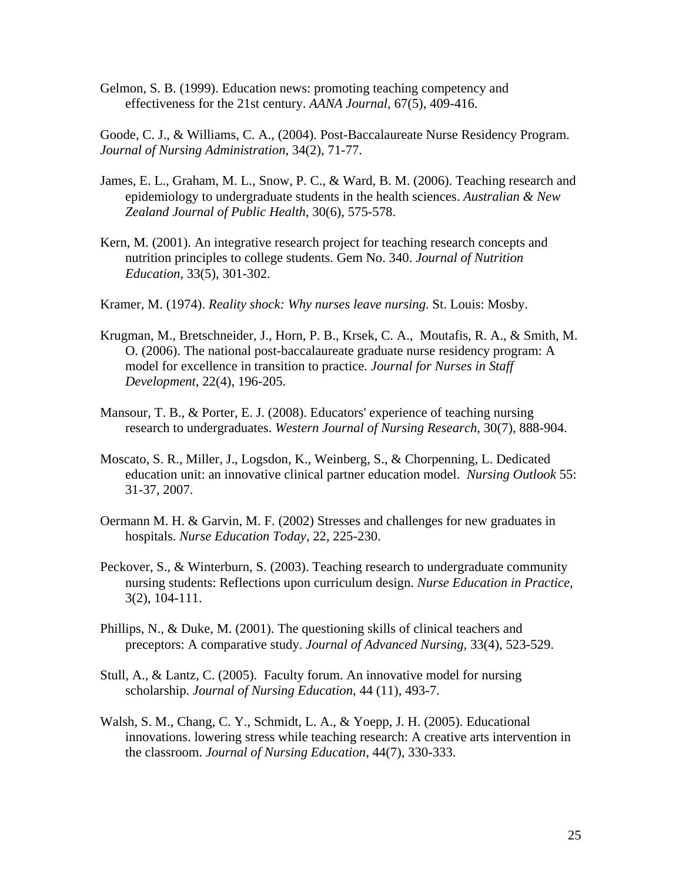Gelmon, S. B. (1999). Education news: promoting teaching competency and effectiveness for the 21st century. *AANA Journal,* 67(5), 409-416.

Goode, C. J., & Williams, C. A., (2004). Post-Baccalaureate Nurse Residency Program. *Journal of Nursing Administration*, 34(2), 71-77.

James, E. L., Graham, M. L., Snow, P. C., & Ward, B. M. (2006). Teaching research and epidemiology to undergraduate students in the health sciences. *Australian & New Zealand Journal of Public Health*, 30(6), 575-578.

Kern, M. (2001). An integrative research project for teaching research concepts and nutrition principles to college students. Gem No. 340. *Journal of Nutrition Education,* 33(5), 301-302.

Kramer, M. (1974). *Reality shock: Why nurses leave nursing*. St. Louis: Mosby.

Krugman, M., Bretschneider, J., Horn, P. B., Krsek, C. A., Moutafis, R. A., & Smith, M. O. (2006). The national post-baccalaureate graduate nurse residency program: A model for excellence in transition to practice. *Journal for Nurses in Staff Development*, 22(4), 196-205.

Mansour, T. B., & Porter, E. J. (2008). Educators' experience of teaching nursing research to undergraduates. *Western Journal of Nursing Research,* 30(7), 888-904.

Moscato, S. R., Miller, J., Logsdon, K., Weinberg, S., & Chorpenning, L. Dedicated education unit: an innovative clinical partner education model. *Nursing Outlook* 55: 31-37, 2007.

Oermann M. H. & Garvin, M. F. (2002) Stresses and challenges for new graduates in hospitals. *Nurse Education Today*, 22, 225-230.

Peckover, S., & Winterburn, S. (2003). Teaching research to undergraduate community nursing students: Reflections upon curriculum design. *Nurse Education in Practice,* 3(2), 104-111.

Phillips, N., & Duke, M. (2001). The questioning skills of clinical teachers and preceptors: A comparative study. *Journal of Advanced Nursing,* 33(4), 523-529.

Stull, A., & Lantz, C. (2005). Faculty forum. An innovative model for nursing scholarship. *Journal of Nursing Education*, 44 (11), 493-7.

Walsh, S. M., Chang, C. Y., Schmidt, L. A., & Yoepp, J. H. (2005). Educational innovations. lowering stress while teaching research: A creative arts intervention in the classroom. *Journal of Nursing Education,* 44(7), 330-333.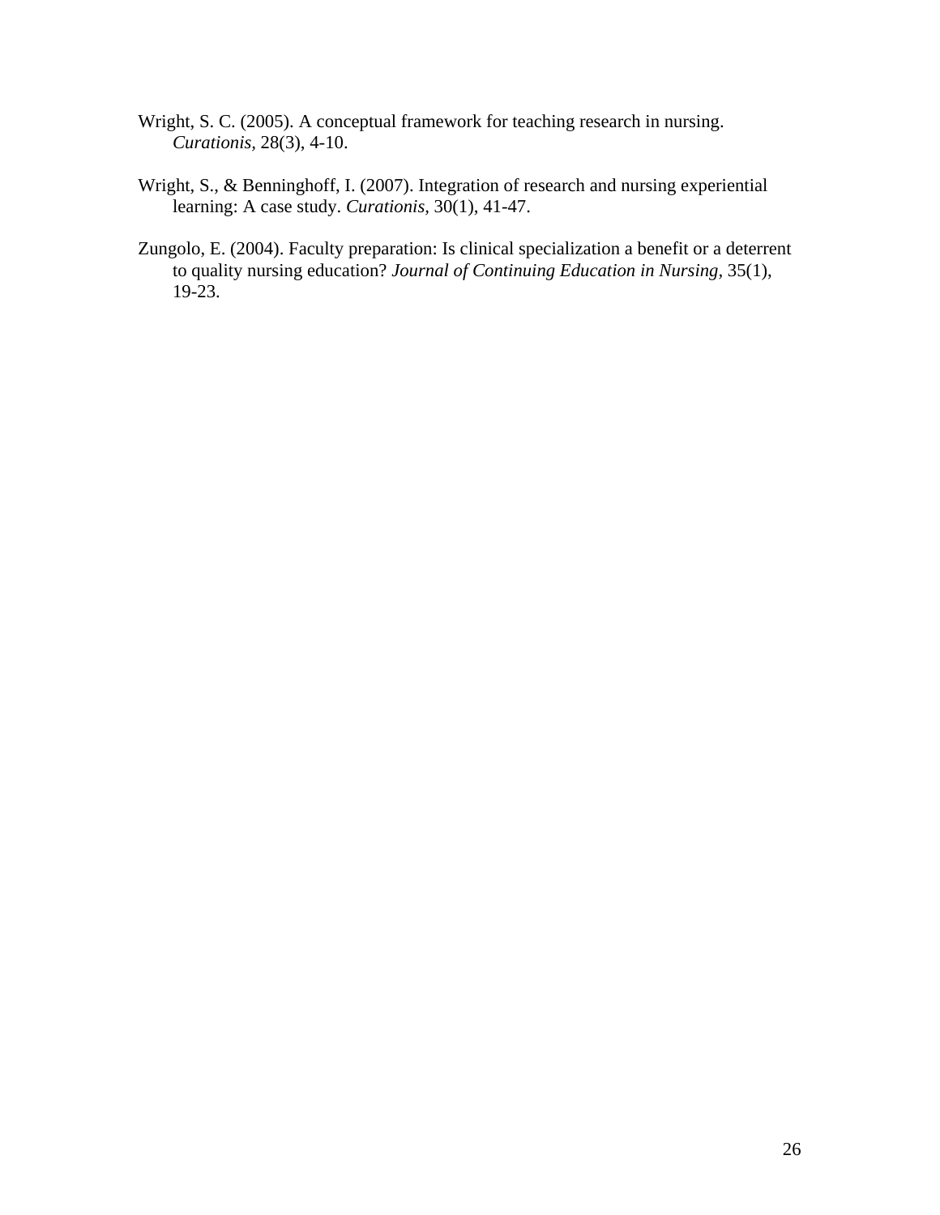Wright, S. C. (2005). A conceptual framework for teaching research in nursing. *Curationis*, 28(3), 4-10.

Wright, S., & Benninghoff, I. (2007). Integration of research and nursing experiential learning: A case study. *Curationis*, 30(1), 41-47.

Zungolo, E. (2004). Faculty preparation: Is clinical specialization a benefit or a deterrent to quality nursing education? *Journal of Continuing Education in Nursing*, 35(1), 19-23.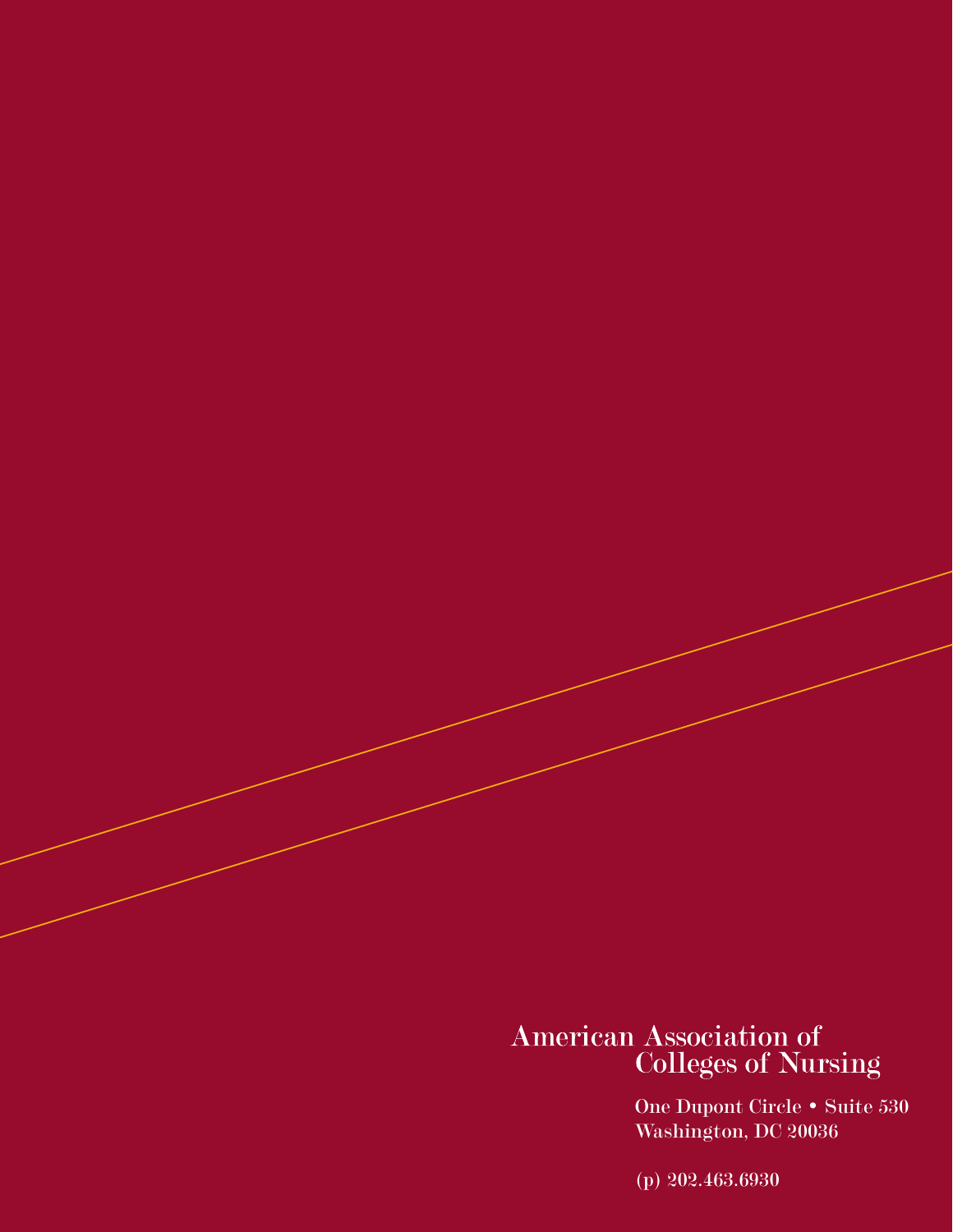American Association of
Colleges of Nursing

One Dupont Circle • Suite 530
Washington, DC 20036

(p) 202.463.6930